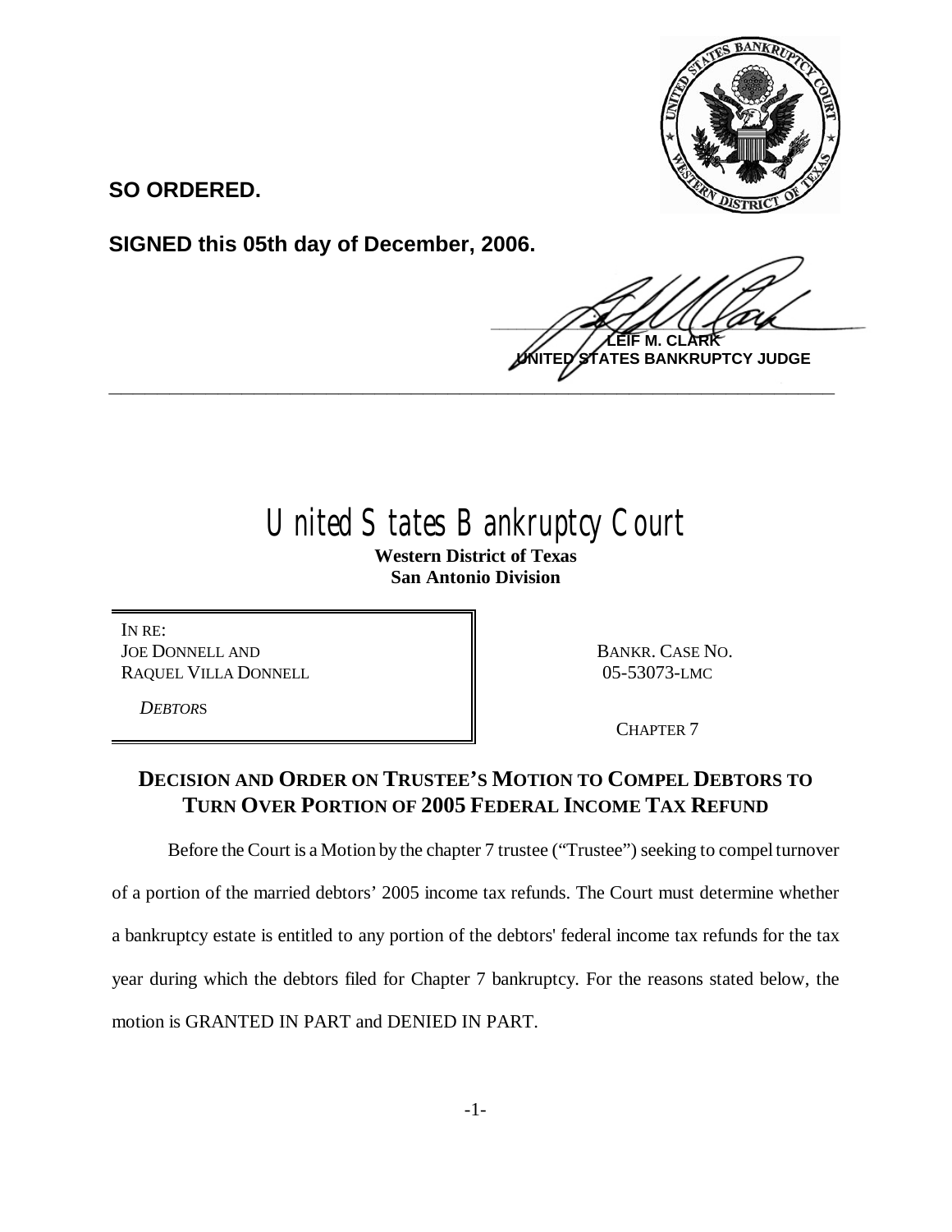**SO ORDERED.**

**SIGNED this 05th day of December, 2006.**

**LEIF M. CLARK**
**UNITED STATES BANKRUPTCY JUDGE**

---

# United States Bankruptcy Court

**Western District of Texas**
**San Antonio Division**

| IN RE: JOE DONNELL AND RAQUEL VILLA DONNELL *DEBTORS* | BANKR. CASE NO. 05-53073-LMC CHAPTER 7 |
|---|---|

## DECISION AND ORDER ON TRUSTEE'S MOTION TO COMPEL DEBTORS TO TURN OVER PORTION OF 2005 FEDERAL INCOME TAX REFUND

Before the Court is a Motion by the chapter 7 trustee ("Trustee") seeking to compel turnover of a portion of the married debtors' 2005 income tax refunds. The Court must determine whether a bankruptcy estate is entitled to any portion of the debtors' federal income tax refunds for the tax year during which the debtors filed for Chapter 7 bankruptcy. For the reasons stated below, the motion is GRANTED IN PART and DENIED IN PART.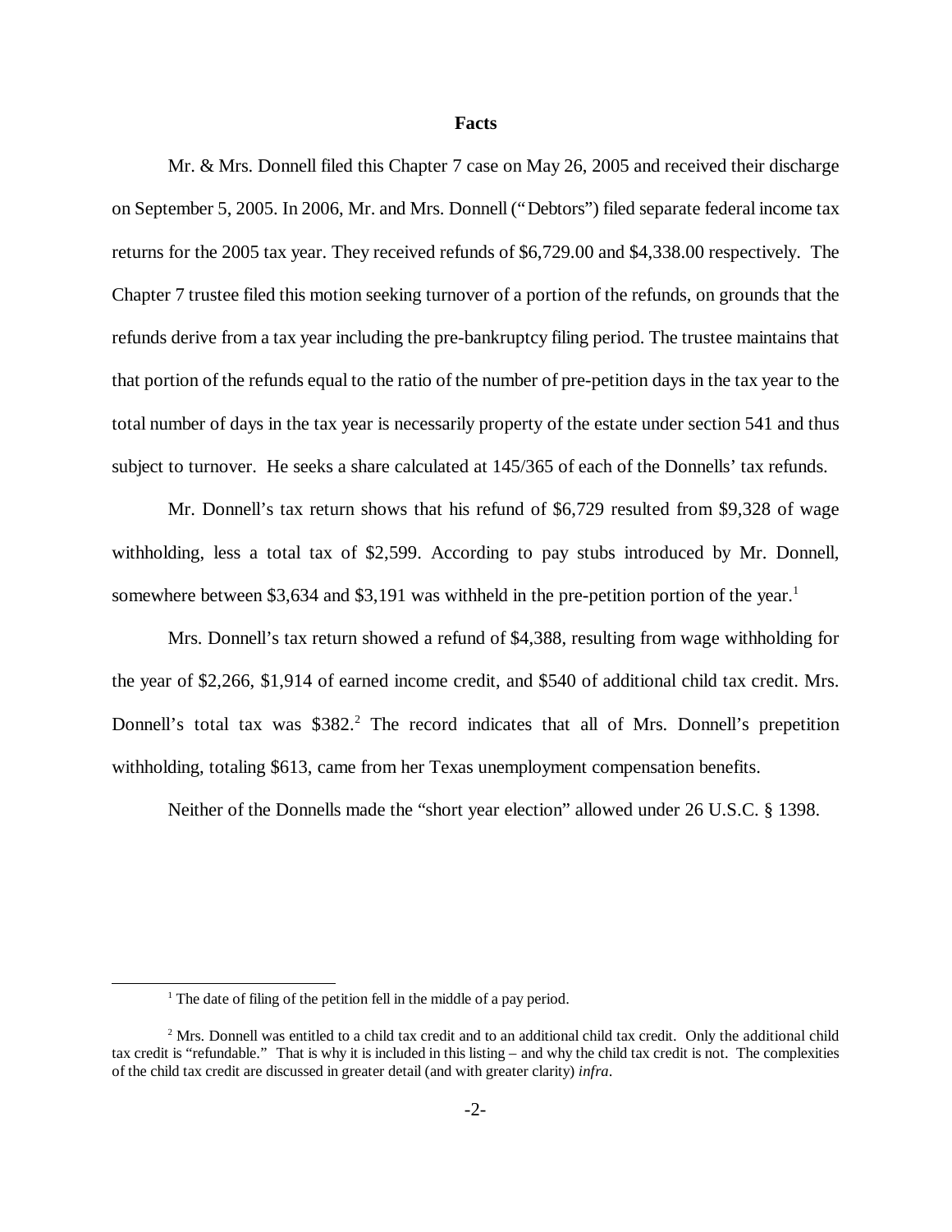## Facts

Mr. & Mrs. Donnell filed this Chapter 7 case on May 26, 2005 and received their discharge on September 5, 2005. In 2006, Mr. and Mrs. Donnell ("Debtors") filed separate federal income tax returns for the 2005 tax year. They received refunds of $6,729.00 and $4,338.00 respectively. The Chapter 7 trustee filed this motion seeking turnover of a portion of the refunds, on grounds that the refunds derive from a tax year including the pre-bankruptcy filing period. The trustee maintains that that portion of the refunds equal to the ratio of the number of pre-petition days in the tax year to the total number of days in the tax year is necessarily property of the estate under section 541 and thus subject to turnover. He seeks a share calculated at 145/365 of each of the Donnells' tax refunds.

Mr. Donnell's tax return shows that his refund of $6,729 resulted from $9,328 of wage withholding, less a total tax of $2,599. According to pay stubs introduced by Mr. Donnell, somewhere between $3,634 and $3,191 was withheld in the pre-petition portion of the year.[1]

Mrs. Donnell's tax return showed a refund of $4,388, resulting from wage withholding for the year of $2,266, $1,914 of earned income credit, and $540 of additional child tax credit. Mrs. Donnell's total tax was $382.[2] The record indicates that all of Mrs. Donnell's prepetition withholding, totaling $613, came from her Texas unemployment compensation benefits.

Neither of the Donnells made the "short year election" allowed under 26 U.S.C. § 1398.

---

[1] The date of filing of the petition fell in the middle of a pay period.

[2] Mrs. Donnell was entitled to a child tax credit and to an additional child tax credit. Only the additional child tax credit is "refundable." That is why it is included in this listing – and why the child tax credit is not. The complexities of the child tax credit are discussed in greater detail (and with greater clarity) *infra*.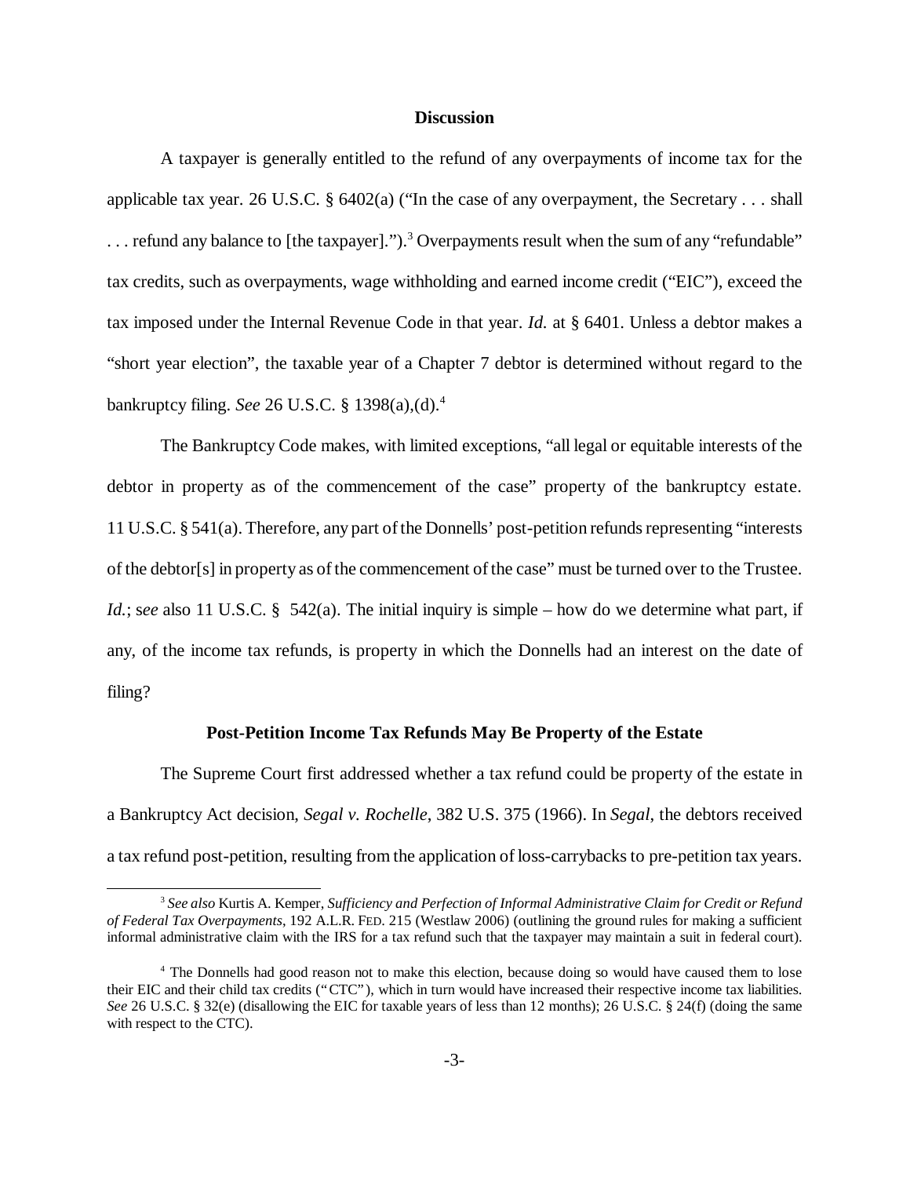## Discussion

A taxpayer is generally entitled to the refund of any overpayments of income tax for the applicable tax year. 26 U.S.C. § 6402(a) ("In the case of any overpayment, the Secretary . . . shall . . . refund any balance to [the taxpayer].").[3] Overpayments result when the sum of any "refundable" tax credits, such as overpayments, wage withholding and earned income credit ("EIC"), exceed the tax imposed under the Internal Revenue Code in that year. *Id.* at § 6401. Unless a debtor makes a "short year election", the taxable year of a Chapter 7 debtor is determined without regard to the bankruptcy filing. *See* 26 U.S.C. § 1398(a),(d).[4]

The Bankruptcy Code makes, with limited exceptions, "all legal or equitable interests of the debtor in property as of the commencement of the case" property of the bankruptcy estate. 11 U.S.C. § 541(a). Therefore, any part of the Donnells' post-petition refunds representing "interests of the debtor[s] in property as of the commencement of the case" must be turned over to the Trustee. *Id.*; s*ee* also 11 U.S.C. § 542(a). The initial inquiry is simple – how do we determine what part, if any, of the income tax refunds, is property in which the Donnells had an interest on the date of filing?

### Post-Petition Income Tax Refunds May Be Property of the Estate

The Supreme Court first addressed whether a tax refund could be property of the estate in a Bankruptcy Act decision, *Segal v. Rochelle*, 382 U.S. 375 (1966). In *Segal*, the debtors received a tax refund post-petition, resulting from the application of loss-carrybacks to pre-petition tax years.

---

[3] *See also* Kurtis A. Kemper, *Sufficiency and Perfection of Informal Administrative Claim for Credit or Refund of Federal Tax Overpayments*, 192 A.L.R. FED. 215 (Westlaw 2006) (outlining the ground rules for making a sufficient informal administrative claim with the IRS for a tax refund such that the taxpayer may maintain a suit in federal court).

[4] The Donnells had good reason not to make this election, because doing so would have caused them to lose their EIC and their child tax credits ("CTC"), which in turn would have increased their respective income tax liabilities. *See* 26 U.S.C. § 32(e) (disallowing the EIC for taxable years of less than 12 months); 26 U.S.C. § 24(f) (doing the same with respect to the CTC).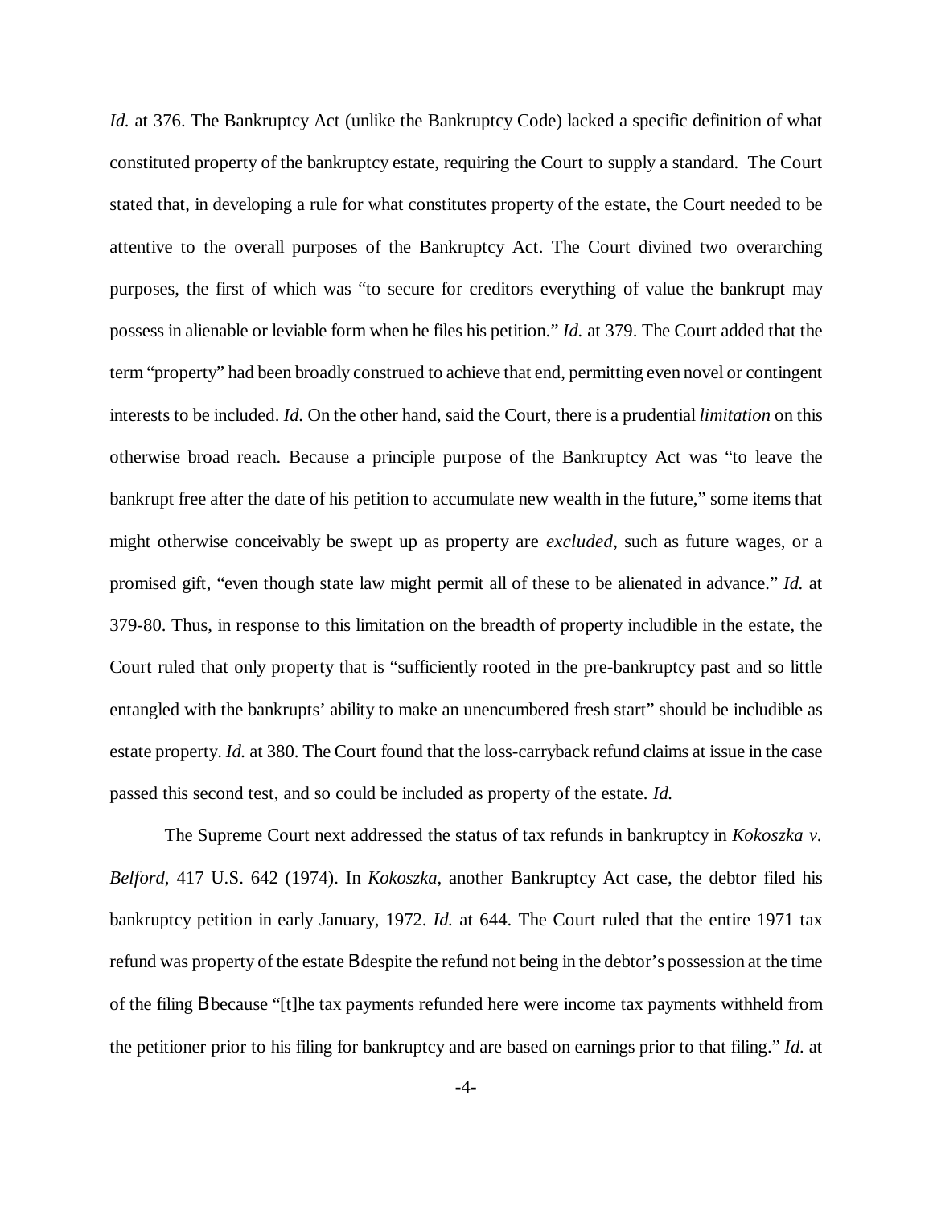*Id.* at 376. The Bankruptcy Act (unlike the Bankruptcy Code) lacked a specific definition of what constituted property of the bankruptcy estate, requiring the Court to supply a standard. The Court stated that, in developing a rule for what constitutes property of the estate, the Court needed to be attentive to the overall purposes of the Bankruptcy Act. The Court divined two overarching purposes, the first of which was "to secure for creditors everything of value the bankrupt may possess in alienable or leviable form when he files his petition." *Id.* at 379. The Court added that the term "property" had been broadly construed to achieve that end, permitting even novel or contingent interests to be included. *Id.* On the other hand, said the Court, there is a prudential *limitation* on this otherwise broad reach. Because a principle purpose of the Bankruptcy Act was "to leave the bankrupt free after the date of his petition to accumulate new wealth in the future," some items that might otherwise conceivably be swept up as property are *excluded*, such as future wages, or a promised gift, "even though state law might permit all of these to be alienated in advance." *Id.* at 379-80. Thus, in response to this limitation on the breadth of property includible in the estate, the Court ruled that only property that is "sufficiently rooted in the pre-bankruptcy past and so little entangled with the bankrupts' ability to make an unencumbered fresh start" should be includible as estate property. *Id.* at 380. The Court found that the loss-carryback refund claims at issue in the case passed this second test, and so could be included as property of the estate. *Id.*

The Supreme Court next addressed the status of tax refunds in bankruptcy in *Kokoszka v. Belford*, 417 U.S. 642 (1974). In *Kokoszka*, another Bankruptcy Act case, the debtor filed his bankruptcy petition in early January, 1972. *Id.* at 644. The Court ruled that the entire 1971 tax refund was property of the estate B despite the refund not being in the debtor's possession at the time of the filing B because "[t]he tax payments refunded here were income tax payments withheld from the petitioner prior to his filing for bankruptcy and are based on earnings prior to that filing." *Id.* at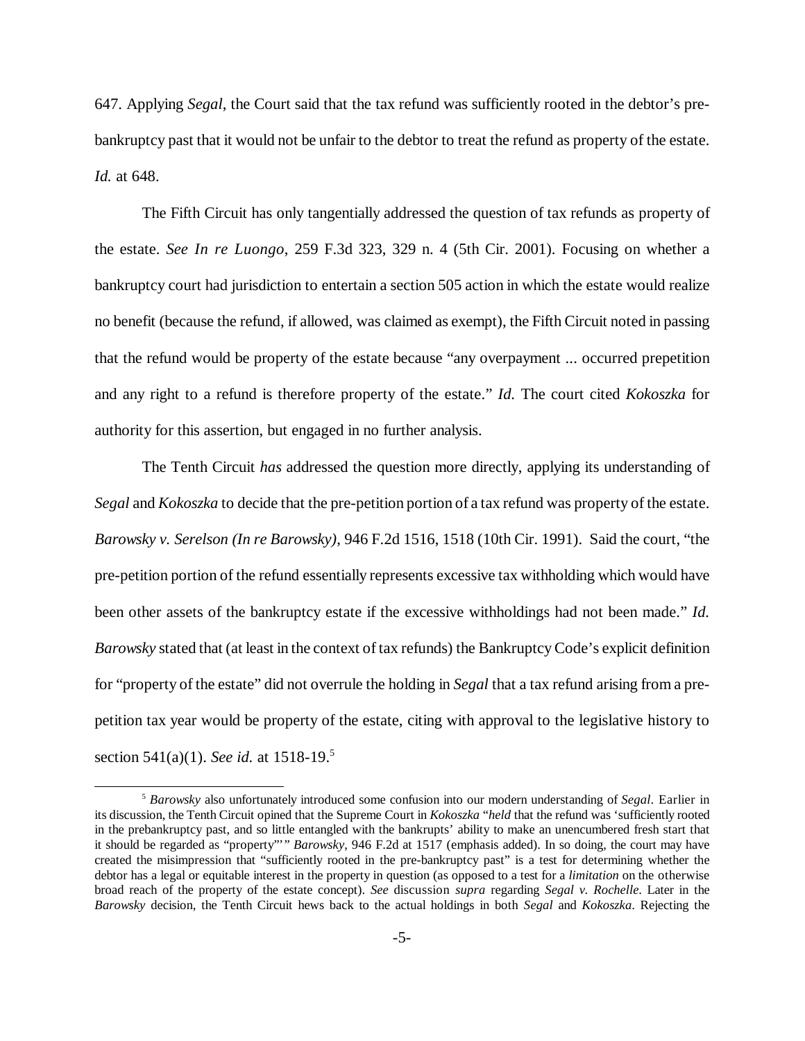647. Applying *Segal*, the Court said that the tax refund was sufficiently rooted in the debtor's pre-bankruptcy past that it would not be unfair to the debtor to treat the refund as property of the estate. *Id.* at 648.

The Fifth Circuit has only tangentially addressed the question of tax refunds as property of the estate. *See In re Luongo*, 259 F.3d 323, 329 n. 4 (5th Cir. 2001). Focusing on whether a bankruptcy court had jurisdiction to entertain a section 505 action in which the estate would realize no benefit (because the refund, if allowed, was claimed as exempt), the Fifth Circuit noted in passing that the refund would be property of the estate because "any overpayment ... occurred prepetition and any right to a refund is therefore property of the estate." *Id.* The court cited *Kokoszka* for authority for this assertion, but engaged in no further analysis.

The Tenth Circuit *has* addressed the question more directly, applying its understanding of *Segal* and *Kokoszka* to decide that the pre-petition portion of a tax refund was property of the estate. *Barowsky v. Serelson (In re Barowsky)*, 946 F.2d 1516, 1518 (10th Cir. 1991). Said the court, "the pre-petition portion of the refund essentially represents excessive tax withholding which would have been other assets of the bankruptcy estate if the excessive withholdings had not been made." *Id.* *Barowsky* stated that (at least in the context of tax refunds) the Bankruptcy Code's explicit definition for "property of the estate" did not overrule the holding in *Segal* that a tax refund arising from a pre-petition tax year would be property of the estate, citing with approval to the legislative history to section 541(a)(1). *See id.* at 1518-19.[5]

[5] *Barowsky* also unfortunately introduced some confusion into our modern understanding of *Segal*. Earlier in its discussion, the Tenth Circuit opined that the Supreme Court in *Kokoszka* "*held* that the refund was 'sufficiently rooted in the prebankruptcy past, and so little entangled with the bankrupts' ability to make an unencumbered fresh start that it should be regarded as "property"'" *Barowsky*, 946 F.2d at 1517 (emphasis added). In so doing, the court may have created the misimpression that "sufficiently rooted in the pre-bankruptcy past" is a test for determining whether the debtor has a legal or equitable interest in the property in question (as opposed to a test for a *limitation* on the otherwise broad reach of the property of the estate concept). *See* discussion *supra* regarding *Segal v. Rochelle*. Later in the *Barowsky* decision, the Tenth Circuit hews back to the actual holdings in both *Segal* and *Kokoszka*. Rejecting the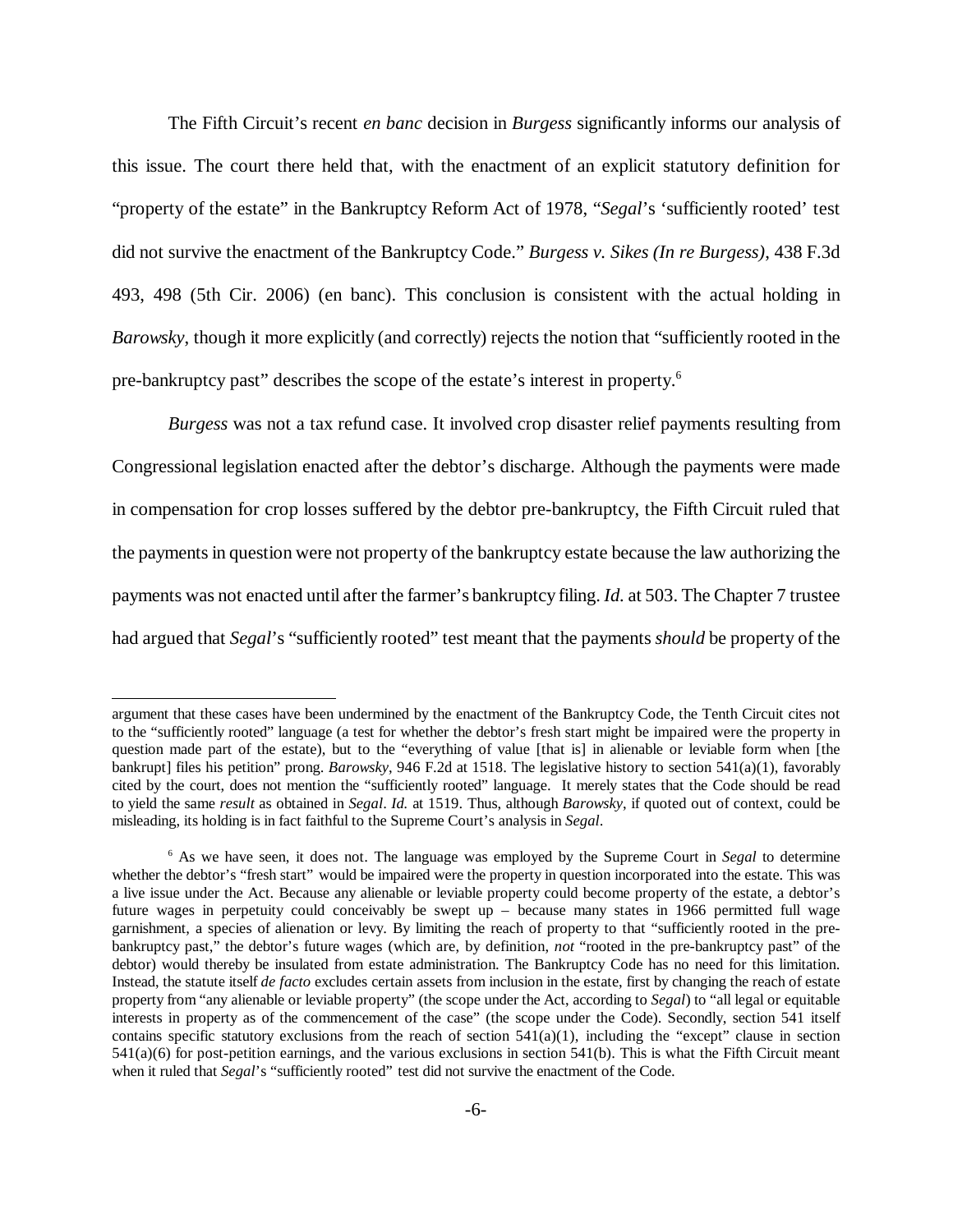The Fifth Circuit's recent *en banc* decision in *Burgess* significantly informs our analysis of this issue. The court there held that, with the enactment of an explicit statutory definition for "property of the estate" in the Bankruptcy Reform Act of 1978, "*Segal*'s 'sufficiently rooted' test did not survive the enactment of the Bankruptcy Code." *Burgess v. Sikes (In re Burgess)*, 438 F.3d 493, 498 (5th Cir. 2006) (en banc). This conclusion is consistent with the actual holding in *Barowsky*, though it more explicitly (and correctly) rejects the notion that "sufficiently rooted in the pre-bankruptcy past" describes the scope of the estate's interest in property.[6]

*Burgess* was not a tax refund case. It involved crop disaster relief payments resulting from Congressional legislation enacted after the debtor's discharge. Although the payments were made in compensation for crop losses suffered by the debtor pre-bankruptcy, the Fifth Circuit ruled that the payments in question were not property of the bankruptcy estate because the law authorizing the payments was not enacted until after the farmer's bankruptcy filing. *Id.* at 503. The Chapter 7 trustee had argued that *Segal*'s "sufficiently rooted" test meant that the payments *should* be property of the

---

argument that these cases have been undermined by the enactment of the Bankruptcy Code, the Tenth Circuit cites not to the "sufficiently rooted" language (a test for whether the debtor's fresh start might be impaired were the property in question made part of the estate), but to the "everything of value [that is] in alienable or leviable form when [the bankrupt] files his petition" prong. *Barowsky*, 946 F.2d at 1518. The legislative history to section 541(a)(1), favorably cited by the court, does not mention the "sufficiently rooted" language. It merely states that the Code should be read to yield the same *result* as obtained in *Segal*. *Id.* at 1519. Thus, although *Barowsky*, if quoted out of context, could be misleading, its holding is in fact faithful to the Supreme Court's analysis in *Segal*.

[6] As we have seen, it does not. The language was employed by the Supreme Court in *Segal* to determine whether the debtor's "fresh start" would be impaired were the property in question incorporated into the estate. This was a live issue under the Act. Because any alienable or leviable property could become property of the estate, a debtor's future wages in perpetuity could conceivably be swept up – because many states in 1966 permitted full wage garnishment, a species of alienation or levy. By limiting the reach of property to that "sufficiently rooted in the pre-bankruptcy past," the debtor's future wages (which are, by definition, *not* "rooted in the pre-bankruptcy past" of the debtor) would thereby be insulated from estate administration. The Bankruptcy Code has no need for this limitation. Instead, the statute itself *de facto* excludes certain assets from inclusion in the estate, first by changing the reach of estate property from "any alienable or leviable property" (the scope under the Act, according to *Segal*) to "all legal or equitable interests in property as of the commencement of the case" (the scope under the Code). Secondly, section 541 itself contains specific statutory exclusions from the reach of section 541(a)(1), including the "except" clause in section 541(a)(6) for post-petition earnings, and the various exclusions in section 541(b). This is what the Fifth Circuit meant when it ruled that *Segal*'s "sufficiently rooted" test did not survive the enactment of the Code.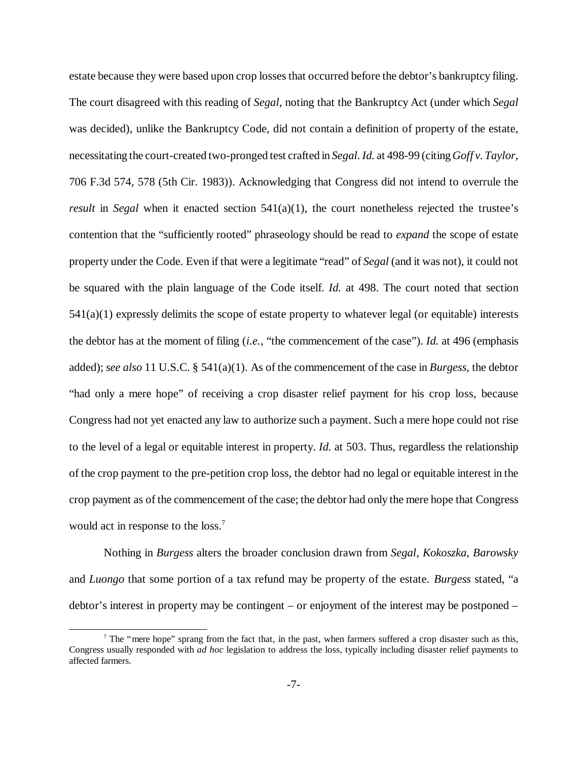estate because they were based upon crop losses that occurred before the debtor's bankruptcy filing. The court disagreed with this reading of *Segal*, noting that the Bankruptcy Act (under which *Segal* was decided), unlike the Bankruptcy Code, did not contain a definition of property of the estate, necessitating the court-created two-pronged test crafted in *Segal*. *Id.* at 498-99 (citing *Goff v. Taylor*, 706 F.3d 574, 578 (5th Cir. 1983)). Acknowledging that Congress did not intend to overrule the *result* in *Segal* when it enacted section 541(a)(1), the court nonetheless rejected the trustee's contention that the "sufficiently rooted" phraseology should be read to *expand* the scope of estate property under the Code. Even if that were a legitimate "read" of *Segal* (and it was not), it could not be squared with the plain language of the Code itself. *Id.* at 498. The court noted that section 541(a)(1) expressly delimits the scope of estate property to whatever legal (or equitable) interests the debtor has at the moment of filing (*i.e.*, "the commencement of the case"). *Id.* at 496 (emphasis added); *see also* 11 U.S.C. § 541(a)(1). As of the commencement of the case in *Burgess*, the debtor "had only a mere hope" of receiving a crop disaster relief payment for his crop loss, because Congress had not yet enacted any law to authorize such a payment. Such a mere hope could not rise to the level of a legal or equitable interest in property. *Id.* at 503. Thus, regardless the relationship of the crop payment to the pre-petition crop loss, the debtor had no legal or equitable interest in the crop payment as of the commencement of the case; the debtor had only the mere hope that Congress would act in response to the loss.[7]

Nothing in *Burgess* alters the broader conclusion drawn from *Segal*, *Kokoszka*, *Barowsky* and *Luongo* that some portion of a tax refund may be property of the estate. *Burgess* stated, "a debtor's interest in property may be contingent – or enjoyment of the interest may be postponed –

[7] The "mere hope" sprang from the fact that, in the past, when farmers suffered a crop disaster such as this, Congress usually responded with *ad hoc* legislation to address the loss, typically including disaster relief payments to affected farmers.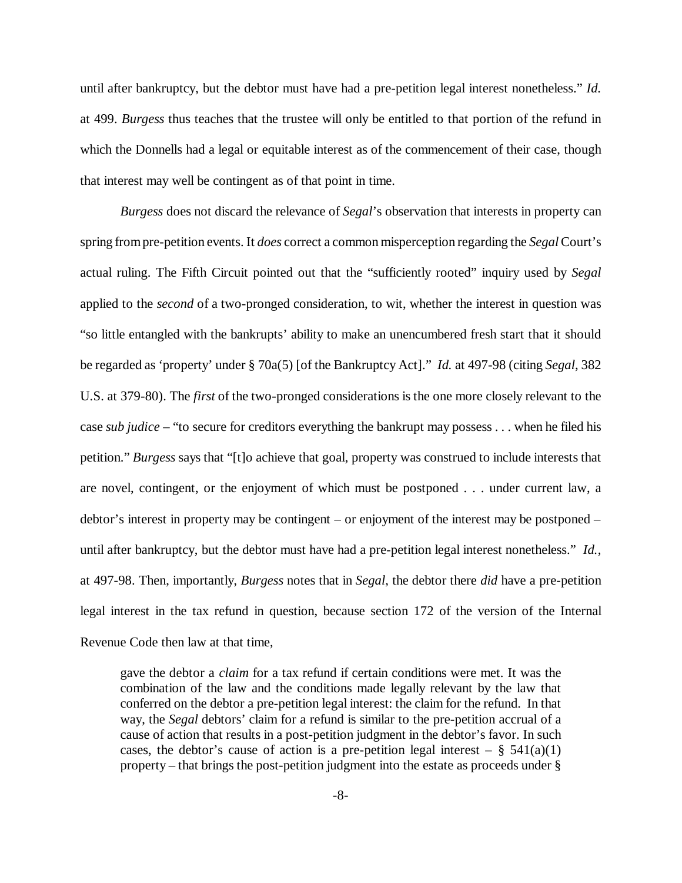until after bankruptcy, but the debtor must have had a pre-petition legal interest nonetheless." *Id.* at 499. *Burgess* thus teaches that the trustee will only be entitled to that portion of the refund in which the Donnells had a legal or equitable interest as of the commencement of their case, though that interest may well be contingent as of that point in time.

*Burgess* does not discard the relevance of *Segal*'s observation that interests in property can spring from pre-petition events. It *does* correct a common misperception regarding the *Segal* Court's actual ruling. The Fifth Circuit pointed out that the "sufficiently rooted" inquiry used by *Segal* applied to the *second* of a two-pronged consideration, to wit, whether the interest in question was "so little entangled with the bankrupts' ability to make an unencumbered fresh start that it should be regarded as 'property' under § 70a(5) [of the Bankruptcy Act]." *Id.* at 497-98 (citing *Segal*, 382 U.S. at 379-80). The *first* of the two-pronged considerations is the one more closely relevant to the case *sub judice* – "to secure for creditors everything the bankrupt may possess . . . when he filed his petition." *Burgess* says that "[t]o achieve that goal, property was construed to include interests that are novel, contingent, or the enjoyment of which must be postponed . . . under current law, a debtor's interest in property may be contingent – or enjoyment of the interest may be postponed – until after bankruptcy, but the debtor must have had a pre-petition legal interest nonetheless." *Id.*, at 497-98. Then, importantly, *Burgess* notes that in *Segal*, the debtor there *did* have a pre-petition legal interest in the tax refund in question, because section 172 of the version of the Internal Revenue Code then law at that time,

> gave the debtor a *claim* for a tax refund if certain conditions were met. It was the combination of the law and the conditions made legally relevant by the law that conferred on the debtor a pre-petition legal interest: the claim for the refund. In that way, the *Segal* debtors' claim for a refund is similar to the pre-petition accrual of a cause of action that results in a post-petition judgment in the debtor's favor. In such cases, the debtor's cause of action is a pre-petition legal interest – § 541(a)(1) property – that brings the post-petition judgment into the estate as proceeds under §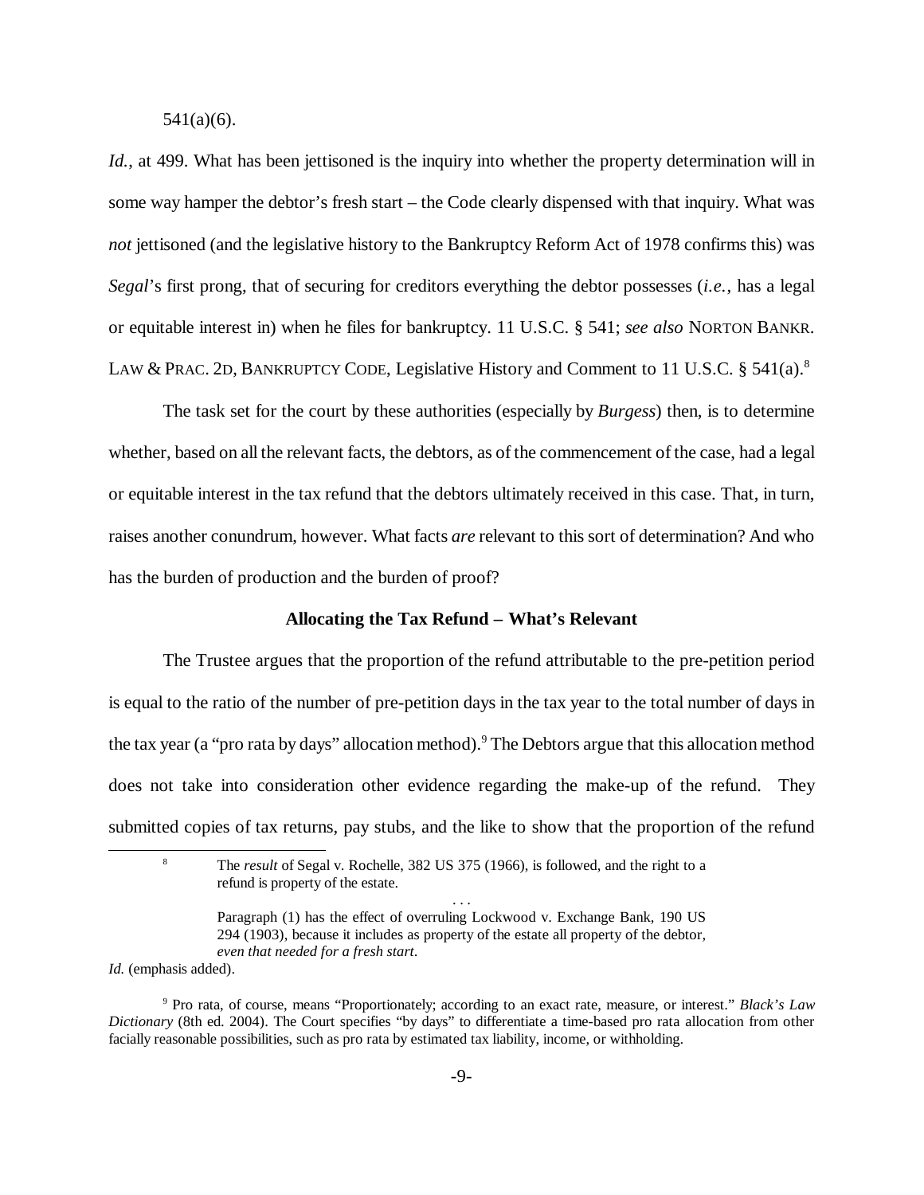541(a)(6).

*Id.*, at 499. What has been jettisoned is the inquiry into whether the property determination will in some way hamper the debtor's fresh start – the Code clearly dispensed with that inquiry. What was *not* jettisoned (and the legislative history to the Bankruptcy Reform Act of 1978 confirms this) was *Segal*'s first prong, that of securing for creditors everything the debtor possesses (*i.e.*, has a legal or equitable interest in) when he files for bankruptcy. 11 U.S.C. § 541; *see also* NORTON BANKR. LAW & PRAC. 2D, BANKRUPTCY CODE, Legislative History and Comment to 11 U.S.C. § 541(a).[8]

The task set for the court by these authorities (especially by *Burgess*) then, is to determine whether, based on all the relevant facts, the debtors, as of the commencement of the case, had a legal or equitable interest in the tax refund that the debtors ultimately received in this case. That, in turn, raises another conundrum, however. What facts *are* relevant to this sort of determination? And who has the burden of production and the burden of proof?

**Allocating the Tax Refund – What's Relevant**

The Trustee argues that the proportion of the refund attributable to the pre-petition period is equal to the ratio of the number of pre-petition days in the tax year to the total number of days in the tax year (a "pro rata by days" allocation method).[9] The Debtors argue that this allocation method does not take into consideration other evidence regarding the make-up of the refund. They submitted copies of tax returns, pay stubs, and the like to show that the proportion of the refund

---

[8] The *result* of Segal v. Rochelle, 382 US 375 (1966), is followed, and the right to a refund is property of the estate.

. . .

Paragraph (1) has the effect of overruling Lockwood v. Exchange Bank, 190 US 294 (1903), because it includes as property of the estate all property of the debtor, *even that needed for a fresh start*.

*Id.* (emphasis added).

[9] Pro rata, of course, means "Proportionately; according to an exact rate, measure, or interest." *Black's Law Dictionary* (8th ed. 2004). The Court specifies "by days" to differentiate a time-based pro rata allocation from other facially reasonable possibilities, such as pro rata by estimated tax liability, income, or withholding.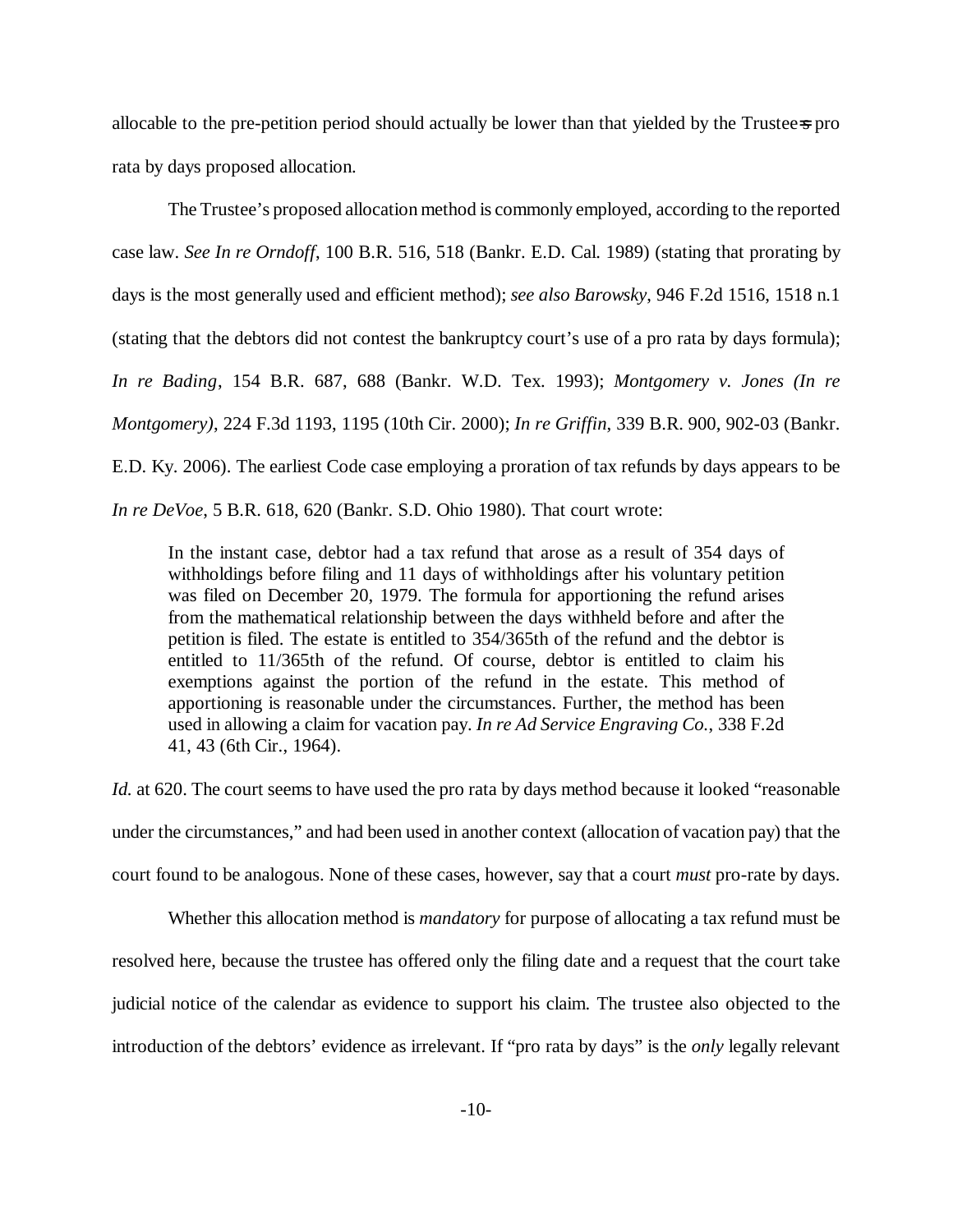allocable to the pre-petition period should actually be lower than that yielded by the Trustee=s pro rata by days proposed allocation.

The Trustee's proposed allocation method is commonly employed, according to the reported case law. *See In re Orndoff*, 100 B.R. 516, 518 (Bankr. E.D. Cal. 1989) (stating that prorating by days is the most generally used and efficient method); *see also Barowsky*, 946 F.2d 1516, 1518 n.1 (stating that the debtors did not contest the bankruptcy court's use of a pro rata by days formula); *In re Bading*, 154 B.R. 687, 688 (Bankr. W.D. Tex. 1993); *Montgomery v. Jones (In re Montgomery)*, 224 F.3d 1193, 1195 (10th Cir. 2000); *In re Griffin*, 339 B.R. 900, 902-03 (Bankr. E.D. Ky. 2006). The earliest Code case employing a proration of tax refunds by days appears to be *In re DeVoe*, 5 B.R. 618, 620 (Bankr. S.D. Ohio 1980). That court wrote:

> In the instant case, debtor had a tax refund that arose as a result of 354 days of withholdings before filing and 11 days of withholdings after his voluntary petition was filed on December 20, 1979. The formula for apportioning the refund arises from the mathematical relationship between the days withheld before and after the petition is filed. The estate is entitled to 354/365th of the refund and the debtor is entitled to 11/365th of the refund. Of course, debtor is entitled to claim his exemptions against the portion of the refund in the estate. This method of apportioning is reasonable under the circumstances. Further, the method has been used in allowing a claim for vacation pay. *In re Ad Service Engraving Co.*, 338 F.2d 41, 43 (6th Cir., 1964).

*Id.* at 620. The court seems to have used the pro rata by days method because it looked "reasonable under the circumstances," and had been used in another context (allocation of vacation pay) that the court found to be analogous. None of these cases, however, say that a court *must* pro-rate by days.

Whether this allocation method is *mandatory* for purpose of allocating a tax refund must be resolved here, because the trustee has offered only the filing date and a request that the court take judicial notice of the calendar as evidence to support his claim. The trustee also objected to the introduction of the debtors' evidence as irrelevant. If "pro rata by days" is the *only* legally relevant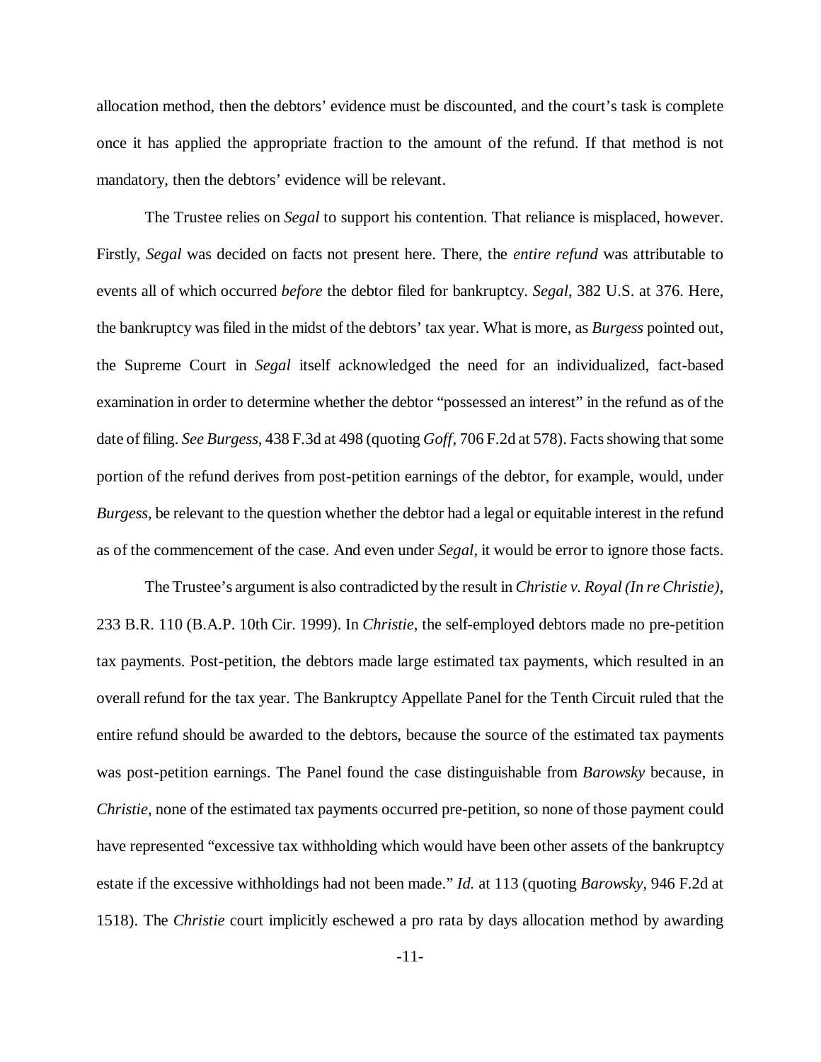allocation method, then the debtors' evidence must be discounted, and the court's task is complete once it has applied the appropriate fraction to the amount of the refund. If that method is not mandatory, then the debtors' evidence will be relevant.

The Trustee relies on *Segal* to support his contention. That reliance is misplaced, however. Firstly, *Segal* was decided on facts not present here. There, the *entire refund* was attributable to events all of which occurred *before* the debtor filed for bankruptcy. *Segal*, 382 U.S. at 376. Here, the bankruptcy was filed in the midst of the debtors' tax year. What is more, as *Burgess* pointed out, the Supreme Court in *Segal* itself acknowledged the need for an individualized, fact-based examination in order to determine whether the debtor "possessed an interest" in the refund as of the date of filing. *See Burgess*, 438 F.3d at 498 (quoting *Goff*, 706 F.2d at 578). Facts showing that some portion of the refund derives from post-petition earnings of the debtor, for example, would, under *Burgess*, be relevant to the question whether the debtor had a legal or equitable interest in the refund as of the commencement of the case. And even under *Segal*, it would be error to ignore those facts.

The Trustee's argument is also contradicted by the result in *Christie v. Royal (In re Christie)*, 233 B.R. 110 (B.A.P. 10th Cir. 1999). In *Christie*, the self-employed debtors made no pre-petition tax payments. Post-petition, the debtors made large estimated tax payments, which resulted in an overall refund for the tax year. The Bankruptcy Appellate Panel for the Tenth Circuit ruled that the entire refund should be awarded to the debtors, because the source of the estimated tax payments was post-petition earnings. The Panel found the case distinguishable from *Barowsky* because, in *Christie*, none of the estimated tax payments occurred pre-petition, so none of those payment could have represented "excessive tax withholding which would have been other assets of the bankruptcy estate if the excessive withholdings had not been made." *Id.* at 113 (quoting *Barowsky*, 946 F.2d at 1518). The *Christie* court implicitly eschewed a pro rata by days allocation method by awarding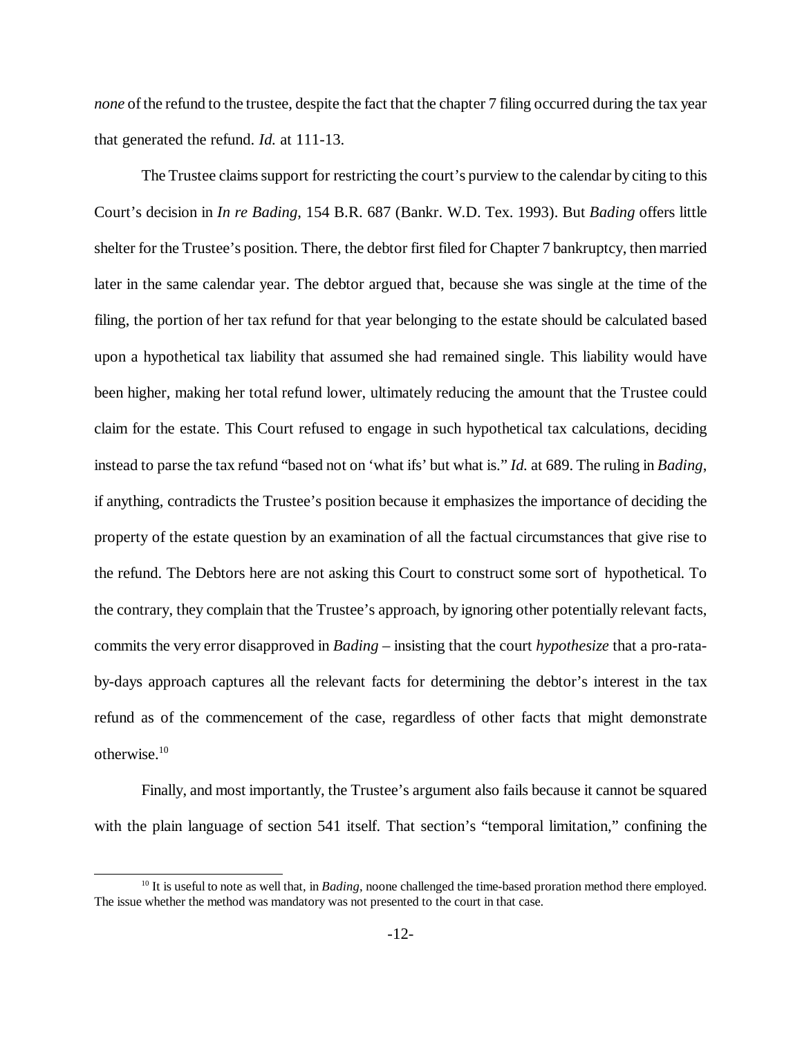*none* of the refund to the trustee, despite the fact that the chapter 7 filing occurred during the tax year that generated the refund. *Id.* at 111-13.

The Trustee claims support for restricting the court's purview to the calendar by citing to this Court's decision in *In re Bading*, 154 B.R. 687 (Bankr. W.D. Tex. 1993). But *Bading* offers little shelter for the Trustee's position. There, the debtor first filed for Chapter 7 bankruptcy, then married later in the same calendar year. The debtor argued that, because she was single at the time of the filing, the portion of her tax refund for that year belonging to the estate should be calculated based upon a hypothetical tax liability that assumed she had remained single. This liability would have been higher, making her total refund lower, ultimately reducing the amount that the Trustee could claim for the estate. This Court refused to engage in such hypothetical tax calculations, deciding instead to parse the tax refund "based not on 'what ifs' but what is." *Id.* at 689. The ruling in *Bading*, if anything, contradicts the Trustee's position because it emphasizes the importance of deciding the property of the estate question by an examination of all the factual circumstances that give rise to the refund. The Debtors here are not asking this Court to construct some sort of hypothetical. To the contrary, they complain that the Trustee's approach, by ignoring other potentially relevant facts, commits the very error disapproved in *Bading* – insisting that the court *hypothesize* that a pro-rata-by-days approach captures all the relevant facts for determining the debtor's interest in the tax refund as of the commencement of the case, regardless of other facts that might demonstrate otherwise.[10]

Finally, and most importantly, the Trustee's argument also fails because it cannot be squared with the plain language of section 541 itself. That section's "temporal limitation," confining the

[10] It is useful to note as well that, in *Bading*, noone challenged the time-based proration method there employed. The issue whether the method was mandatory was not presented to the court in that case.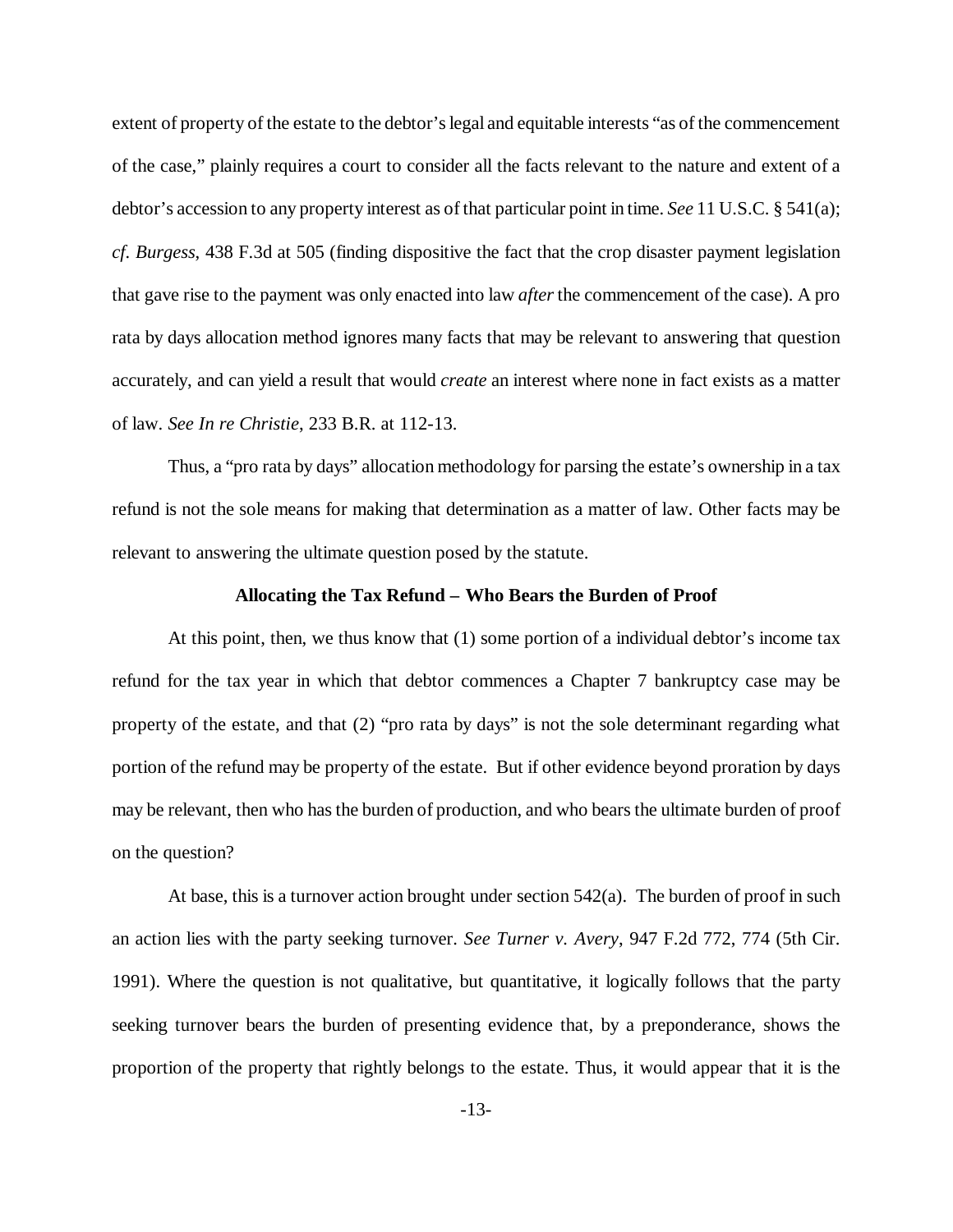extent of property of the estate to the debtor's legal and equitable interests "as of the commencement of the case," plainly requires a court to consider all the facts relevant to the nature and extent of a debtor's accession to any property interest as of that particular point in time. *See* 11 U.S.C. § 541(a); *cf. Burgess*, 438 F.3d at 505 (finding dispositive the fact that the crop disaster payment legislation that gave rise to the payment was only enacted into law *after* the commencement of the case). A pro rata by days allocation method ignores many facts that may be relevant to answering that question accurately, and can yield a result that would *create* an interest where none in fact exists as a matter of law. *See In re Christie*, 233 B.R. at 112-13.

Thus, a "pro rata by days" allocation methodology for parsing the estate's ownership in a tax refund is not the sole means for making that determination as a matter of law. Other facts may be relevant to answering the ultimate question posed by the statute.

**Allocating the Tax Refund – Who Bears the Burden of Proof**

At this point, then, we thus know that (1) some portion of a individual debtor's income tax refund for the tax year in which that debtor commences a Chapter 7 bankruptcy case may be property of the estate, and that (2) "pro rata by days" is not the sole determinant regarding what portion of the refund may be property of the estate. But if other evidence beyond proration by days may be relevant, then who has the burden of production, and who bears the ultimate burden of proof on the question?

At base, this is a turnover action brought under section 542(a). The burden of proof in such an action lies with the party seeking turnover. *See Turner v. Avery*, 947 F.2d 772, 774 (5th Cir. 1991). Where the question is not qualitative, but quantitative, it logically follows that the party seeking turnover bears the burden of presenting evidence that, by a preponderance, shows the proportion of the property that rightly belongs to the estate. Thus, it would appear that it is the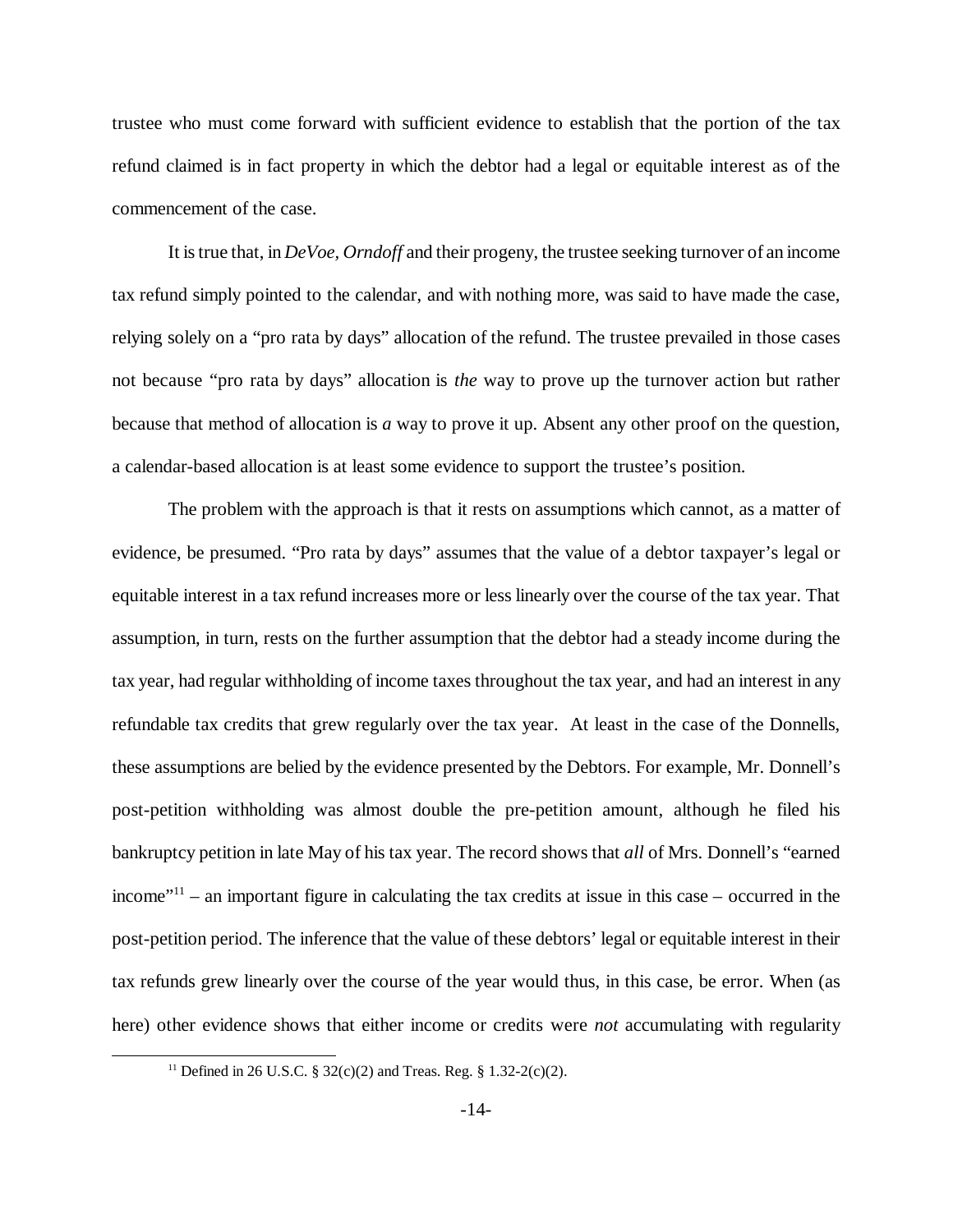trustee who must come forward with sufficient evidence to establish that the portion of the tax refund claimed is in fact property in which the debtor had a legal or equitable interest as of the commencement of the case.

It is true that, in *DeVoe, Orndoff* and their progeny, the trustee seeking turnover of an income tax refund simply pointed to the calendar, and with nothing more, was said to have made the case, relying solely on a "pro rata by days" allocation of the refund. The trustee prevailed in those cases not because "pro rata by days" allocation is *the* way to prove up the turnover action but rather because that method of allocation is *a* way to prove it up. Absent any other proof on the question, a calendar-based allocation is at least some evidence to support the trustee's position.

The problem with the approach is that it rests on assumptions which cannot, as a matter of evidence, be presumed. "Pro rata by days" assumes that the value of a debtor taxpayer's legal or equitable interest in a tax refund increases more or less linearly over the course of the tax year. That assumption, in turn, rests on the further assumption that the debtor had a steady income during the tax year, had regular withholding of income taxes throughout the tax year, and had an interest in any refundable tax credits that grew regularly over the tax year. At least in the case of the Donnells, these assumptions are belied by the evidence presented by the Debtors. For example, Mr. Donnell's post-petition withholding was almost double the pre-petition amount, although he filed his bankruptcy petition in late May of his tax year. The record shows that *all* of Mrs. Donnell's "earned income"[11] – an important figure in calculating the tax credits at issue in this case – occurred in the post-petition period. The inference that the value of these debtors' legal or equitable interest in their tax refunds grew linearly over the course of the year would thus, in this case, be error. When (as here) other evidence shows that either income or credits were *not* accumulating with regularity

[11] Defined in 26 U.S.C. § 32(c)(2) and Treas. Reg. § 1.32-2(c)(2).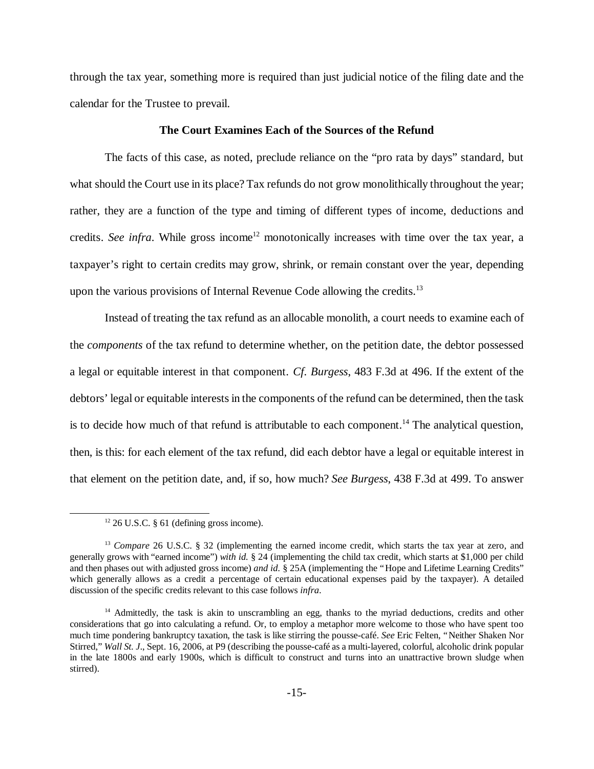through the tax year, something more is required than just judicial notice of the filing date and the calendar for the Trustee to prevail.

**The Court Examines Each of the Sources of the Refund**

The facts of this case, as noted, preclude reliance on the "pro rata by days" standard, but what should the Court use in its place? Tax refunds do not grow monolithically throughout the year; rather, they are a function of the type and timing of different types of income, deductions and credits. *See infra*. While gross income[12] monotonically increases with time over the tax year, a taxpayer's right to certain credits may grow, shrink, or remain constant over the year, depending upon the various provisions of Internal Revenue Code allowing the credits.[13]

Instead of treating the tax refund as an allocable monolith, a court needs to examine each of the *components* of the tax refund to determine whether, on the petition date, the debtor possessed a legal or equitable interest in that component. *Cf. Burgess*, 483 F.3d at 496. If the extent of the debtors' legal or equitable interests in the components of the refund can be determined, then the task is to decide how much of that refund is attributable to each component.[14] The analytical question, then, is this: for each element of the tax refund, did each debtor have a legal or equitable interest in that element on the petition date, and, if so, how much? *See Burgess*, 438 F.3d at 499. To answer

---

[12] 26 U.S.C. § 61 (defining gross income).

[13] *Compare* 26 U.S.C. § 32 (implementing the earned income credit, which starts the tax year at zero, and generally grows with "earned income") *with id.* § 24 (implementing the child tax credit, which starts at $1,000 per child and then phases out with adjusted gross income) *and id.* § 25A (implementing the "Hope and Lifetime Learning Credits" which generally allows as a credit a percentage of certain educational expenses paid by the taxpayer). A detailed discussion of the specific credits relevant to this case follows *infra*.

[14] Admittedly, the task is akin to unscrambling an egg, thanks to the myriad deductions, credits and other considerations that go into calculating a refund. Or, to employ a metaphor more welcome to those who have spent too much time pondering bankruptcy taxation, the task is like stirring the pousse-café. *See* Eric Felten, "Neither Shaken Nor Stirred," *Wall St. J.*, Sept. 16, 2006, at P9 (describing the pousse-café as a multi-layered, colorful, alcoholic drink popular in the late 1800s and early 1900s, which is difficult to construct and turns into an unattractive brown sludge when stirred).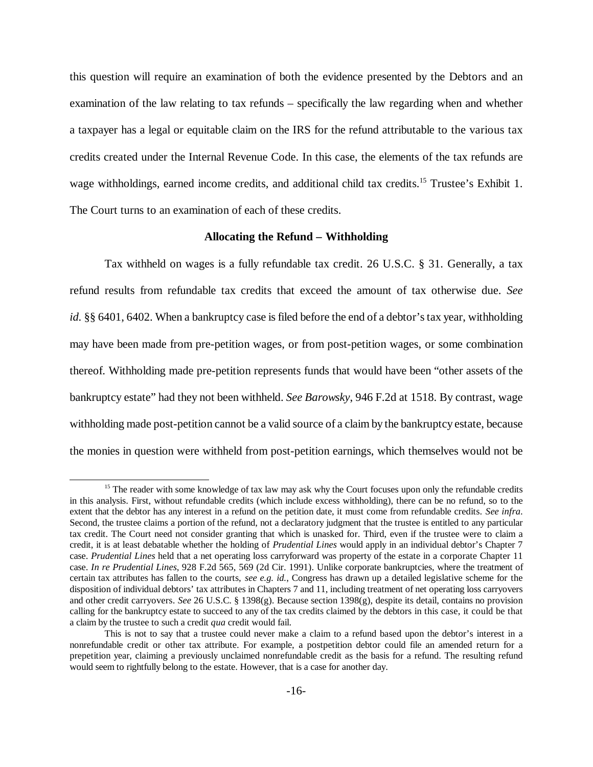this question will require an examination of both the evidence presented by the Debtors and an examination of the law relating to tax refunds – specifically the law regarding when and whether a taxpayer has a legal or equitable claim on the IRS for the refund attributable to the various tax credits created under the Internal Revenue Code. In this case, the elements of the tax refunds are wage withholdings, earned income credits, and additional child tax credits.[15] Trustee's Exhibit 1. The Court turns to an examination of each of these credits.

**Allocating the Refund – Withholding**

Tax withheld on wages is a fully refundable tax credit. 26 U.S.C. § 31. Generally, a tax refund results from refundable tax credits that exceed the amount of tax otherwise due. *See id.* §§ 6401, 6402. When a bankruptcy case is filed before the end of a debtor's tax year, withholding may have been made from pre-petition wages, or from post-petition wages, or some combination thereof. Withholding made pre-petition represents funds that would have been "other assets of the bankruptcy estate" had they not been withheld. *See Barowsky*, 946 F.2d at 1518. By contrast, wage withholding made post-petition cannot be a valid source of a claim by the bankruptcy estate, because the monies in question were withheld from post-petition earnings, which themselves would not be

---

[15] The reader with some knowledge of tax law may ask why the Court focuses upon only the refundable credits in this analysis. First, without refundable credits (which include excess withholding), there can be no refund, so to the extent that the debtor has any interest in a refund on the petition date, it must come from refundable credits. *See infra*. Second, the trustee claims a portion of the refund, not a declaratory judgment that the trustee is entitled to any particular tax credit. The Court need not consider granting that which is unasked for. Third, even if the trustee were to claim a credit, it is at least debatable whether the holding of *Prudential Lines* would apply in an individual debtor's Chapter 7 case. *Prudential Lines* held that a net operating loss carryforward was property of the estate in a corporate Chapter 11 case. *In re Prudential Lines*, 928 F.2d 565, 569 (2d Cir. 1991). Unlike corporate bankruptcies, where the treatment of certain tax attributes has fallen to the courts, *see e.g. id.*, Congress has drawn up a detailed legislative scheme for the disposition of individual debtors' tax attributes in Chapters 7 and 11, including treatment of net operating loss carryovers and other credit carryovers. *See* 26 U.S.C. § 1398(g). Because section 1398(g), despite its detail, contains no provision calling for the bankruptcy estate to succeed to any of the tax credits claimed by the debtors in this case, it could be that a claim by the trustee to such a credit *qua* credit would fail.

This is not to say that a trustee could never make a claim to a refund based upon the debtor's interest in a nonrefundable credit or other tax attribute. For example, a postpetition debtor could file an amended return for a prepetition year, claiming a previously unclaimed nonrefundable credit as the basis for a refund. The resulting refund would seem to rightfully belong to the estate. However, that is a case for another day.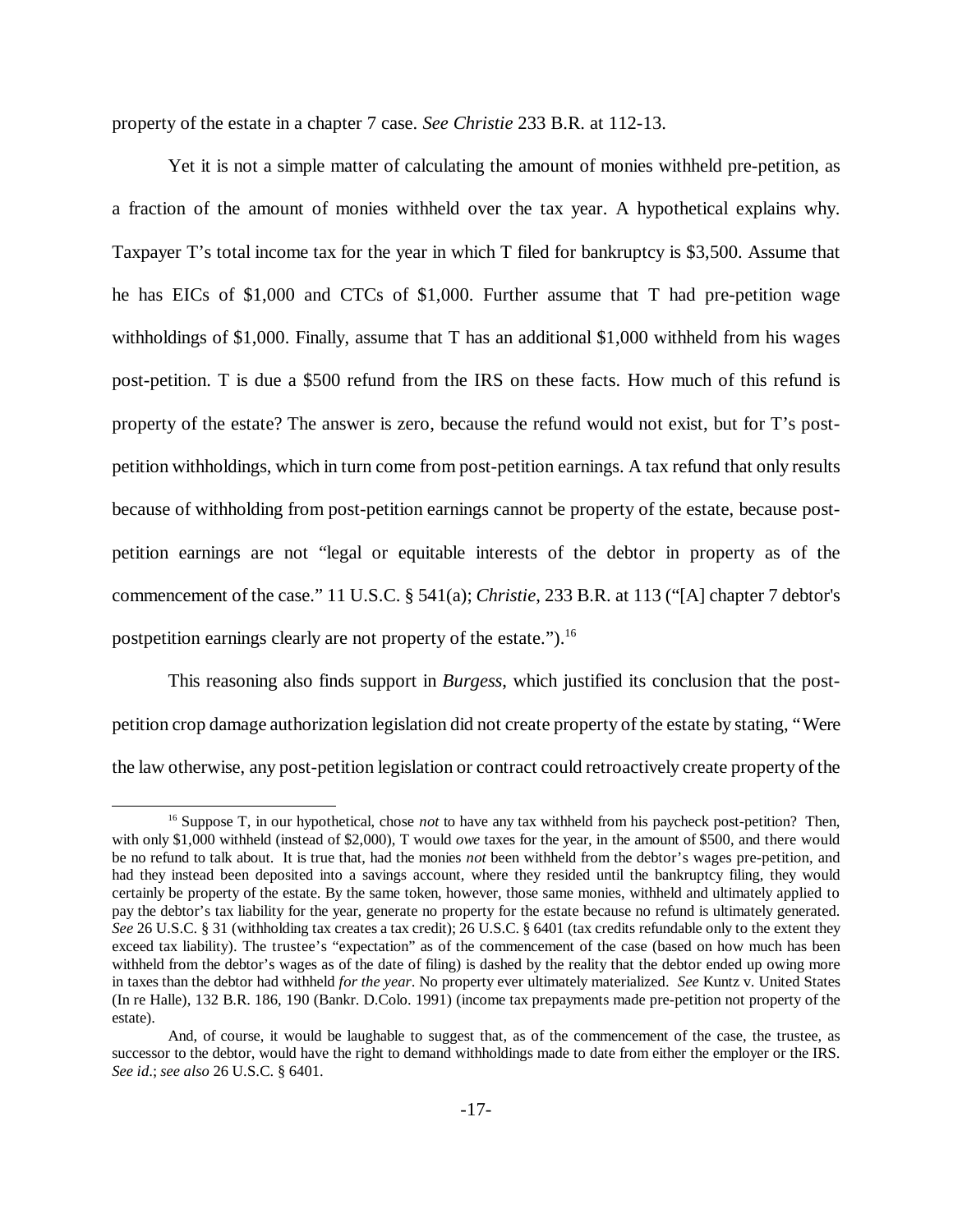property of the estate in a chapter 7 case. *See Christie* 233 B.R. at 112-13.

Yet it is not a simple matter of calculating the amount of monies withheld pre-petition, as a fraction of the amount of monies withheld over the tax year. A hypothetical explains why. Taxpayer T's total income tax for the year in which T filed for bankruptcy is $3,500. Assume that he has EICs of $1,000 and CTCs of $1,000. Further assume that T had pre-petition wage withholdings of $1,000. Finally, assume that T has an additional $1,000 withheld from his wages post-petition. T is due a $500 refund from the IRS on these facts. How much of this refund is property of the estate? The answer is zero, because the refund would not exist, but for T's post-petition withholdings, which in turn come from post-petition earnings. A tax refund that only results because of withholding from post-petition earnings cannot be property of the estate, because post-petition earnings are not "legal or equitable interests of the debtor in property as of the commencement of the case." 11 U.S.C. § 541(a); *Christie*, 233 B.R. at 113 ("[A] chapter 7 debtor's postpetition earnings clearly are not property of the estate.").[16]

This reasoning also finds support in *Burgess*, which justified its conclusion that the post-petition crop damage authorization legislation did not create property of the estate by stating, "Were the law otherwise, any post-petition legislation or contract could retroactively create property of the

---

[16] Suppose T, in our hypothetical, chose *not* to have any tax withheld from his paycheck post-petition? Then, with only $1,000 withheld (instead of $2,000), T would *owe* taxes for the year, in the amount of $500, and there would be no refund to talk about. It is true that, had the monies *not* been withheld from the debtor's wages pre-petition, and had they instead been deposited into a savings account, where they resided until the bankruptcy filing, they would certainly be property of the estate. By the same token, however, those same monies, withheld and ultimately applied to pay the debtor's tax liability for the year, generate no property for the estate because no refund is ultimately generated. *See* 26 U.S.C. § 31 (withholding tax creates a tax credit); 26 U.S.C. § 6401 (tax credits refundable only to the extent they exceed tax liability). The trustee's "expectation" as of the commencement of the case (based on how much has been withheld from the debtor's wages as of the date of filing) is dashed by the reality that the debtor ended up owing more in taxes than the debtor had withheld *for the year*. No property ever ultimately materialized. *See* Kuntz v. United States (In re Halle), 132 B.R. 186, 190 (Bankr. D.Colo. 1991) (income tax prepayments made pre-petition not property of the estate).

And, of course, it would be laughable to suggest that, as of the commencement of the case, the trustee, as successor to the debtor, would have the right to demand withholdings made to date from either the employer or the IRS. *See id*.; *see also* 26 U.S.C. § 6401.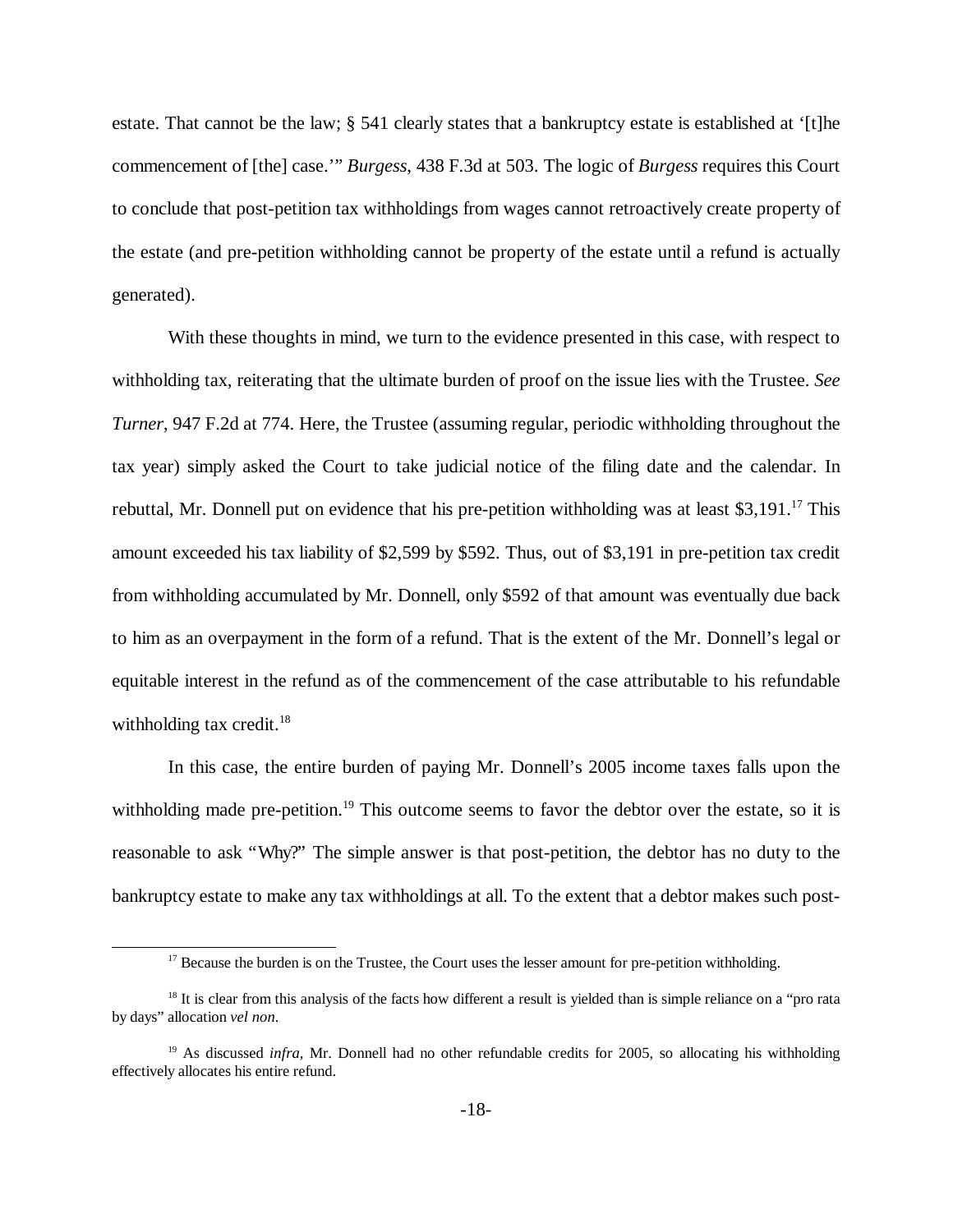estate. That cannot be the law; § 541 clearly states that a bankruptcy estate is established at '[t]he commencement of [the] case.'" *Burgess*, 438 F.3d at 503. The logic of *Burgess* requires this Court to conclude that post-petition tax withholdings from wages cannot retroactively create property of the estate (and pre-petition withholding cannot be property of the estate until a refund is actually generated).

With these thoughts in mind, we turn to the evidence presented in this case, with respect to withholding tax, reiterating that the ultimate burden of proof on the issue lies with the Trustee. *See Turner*, 947 F.2d at 774. Here, the Trustee (assuming regular, periodic withholding throughout the tax year) simply asked the Court to take judicial notice of the filing date and the calendar. In rebuttal, Mr. Donnell put on evidence that his pre-petition withholding was at least $3,191.[17] This amount exceeded his tax liability of $2,599 by $592. Thus, out of $3,191 in pre-petition tax credit from withholding accumulated by Mr. Donnell, only $592 of that amount was eventually due back to him as an overpayment in the form of a refund. That is the extent of the Mr. Donnell's legal or equitable interest in the refund as of the commencement of the case attributable to his refundable withholding tax credit.[18]

In this case, the entire burden of paying Mr. Donnell's 2005 income taxes falls upon the withholding made pre-petition.[19] This outcome seems to favor the debtor over the estate, so it is reasonable to ask "Why?" The simple answer is that post-petition, the debtor has no duty to the bankruptcy estate to make any tax withholdings at all. To the extent that a debtor makes such post-

[17] Because the burden is on the Trustee, the Court uses the lesser amount for pre-petition withholding.

[18] It is clear from this analysis of the facts how different a result is yielded than is simple reliance on a "pro rata by days" allocation *vel non*.

[19] As discussed *infra*, Mr. Donnell had no other refundable credits for 2005, so allocating his withholding effectively allocates his entire refund.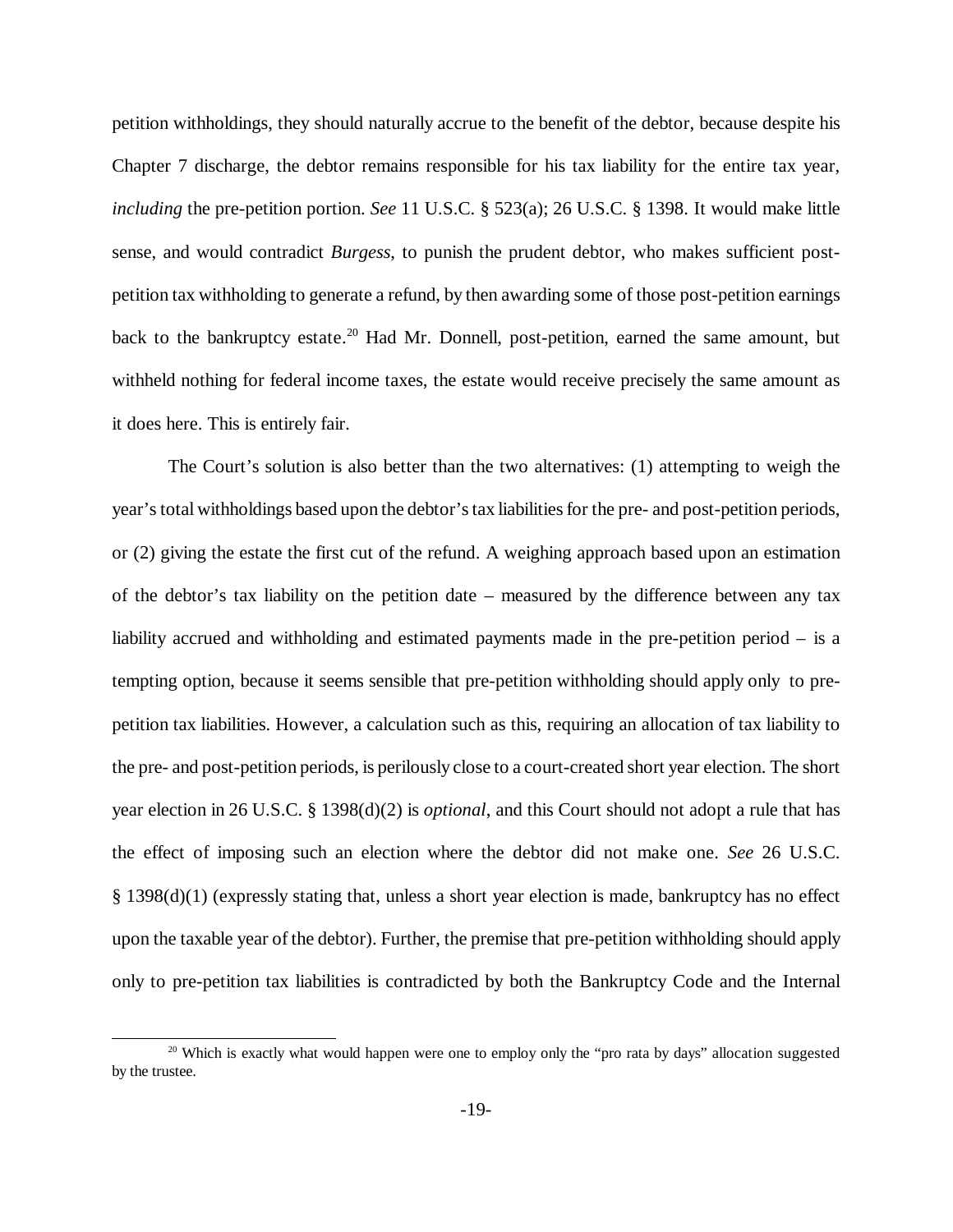petition withholdings, they should naturally accrue to the benefit of the debtor, because despite his Chapter 7 discharge, the debtor remains responsible for his tax liability for the entire tax year, *including* the pre-petition portion. *See* 11 U.S.C. § 523(a); 26 U.S.C. § 1398. It would make little sense, and would contradict *Burgess*, to punish the prudent debtor, who makes sufficient post-petition tax withholding to generate a refund, by then awarding some of those post-petition earnings back to the bankruptcy estate.[20] Had Mr. Donnell, post-petition, earned the same amount, but withheld nothing for federal income taxes, the estate would receive precisely the same amount as it does here. This is entirely fair.

The Court's solution is also better than the two alternatives: (1) attempting to weigh the year's total withholdings based upon the debtor's tax liabilities for the pre- and post-petition periods, or (2) giving the estate the first cut of the refund. A weighing approach based upon an estimation of the debtor's tax liability on the petition date – measured by the difference between any tax liability accrued and withholding and estimated payments made in the pre-petition period – is a tempting option, because it seems sensible that pre-petition withholding should apply only to pre-petition tax liabilities. However, a calculation such as this, requiring an allocation of tax liability to the pre- and post-petition periods, is perilously close to a court-created short year election. The short year election in 26 U.S.C. § 1398(d)(2) is *optional*, and this Court should not adopt a rule that has the effect of imposing such an election where the debtor did not make one. *See* 26 U.S.C. § 1398(d)(1) (expressly stating that, unless a short year election is made, bankruptcy has no effect upon the taxable year of the debtor). Further, the premise that pre-petition withholding should apply only to pre-petition tax liabilities is contradicted by both the Bankruptcy Code and the Internal

---

[20] Which is exactly what would happen were one to employ only the "pro rata by days" allocation suggested by the trustee.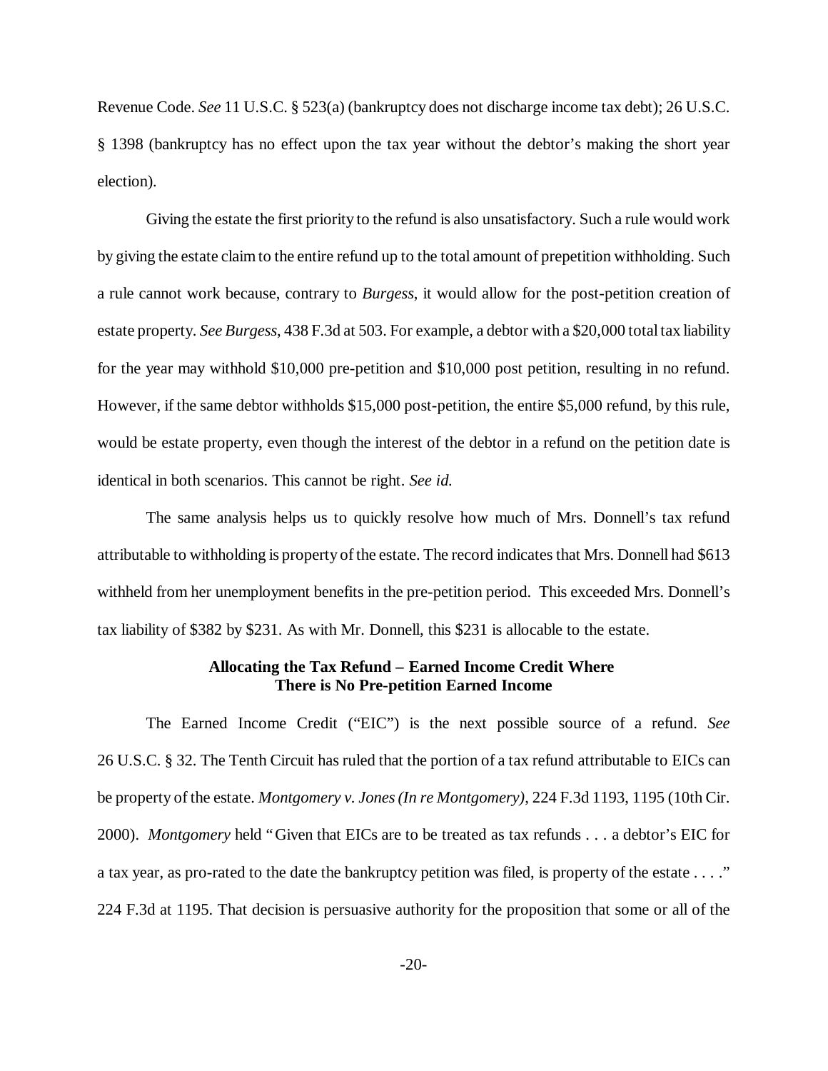Revenue Code. *See* 11 U.S.C. § 523(a) (bankruptcy does not discharge income tax debt); 26 U.S.C. § 1398 (bankruptcy has no effect upon the tax year without the debtor's making the short year election).

Giving the estate the first priority to the refund is also unsatisfactory. Such a rule would work by giving the estate claim to the entire refund up to the total amount of prepetition withholding. Such a rule cannot work because, contrary to *Burgess*, it would allow for the post-petition creation of estate property. *See Burgess*, 438 F.3d at 503. For example, a debtor with a $20,000 total tax liability for the year may withhold $10,000 pre-petition and $10,000 post petition, resulting in no refund. However, if the same debtor withholds $15,000 post-petition, the entire $5,000 refund, by this rule, would be estate property, even though the interest of the debtor in a refund on the petition date is identical in both scenarios. This cannot be right. *See id.*

The same analysis helps us to quickly resolve how much of Mrs. Donnell's tax refund attributable to withholding is property of the estate. The record indicates that Mrs. Donnell had $613 withheld from her unemployment benefits in the pre-petition period. This exceeded Mrs. Donnell's tax liability of $382 by $231. As with Mr. Donnell, this $231 is allocable to the estate.

**Allocating the Tax Refund – Earned Income Credit Where There is No Pre-petition Earned Income**

The Earned Income Credit ("EIC") is the next possible source of a refund. *See* 26 U.S.C. § 32. The Tenth Circuit has ruled that the portion of a tax refund attributable to EICs can be property of the estate. *Montgomery v. Jones (In re Montgomery)*, 224 F.3d 1193, 1195 (10th Cir. 2000). *Montgomery* held "Given that EICs are to be treated as tax refunds . . . a debtor's EIC for a tax year, as pro-rated to the date the bankruptcy petition was filed, is property of the estate . . . ." 224 F.3d at 1195. That decision is persuasive authority for the proposition that some or all of the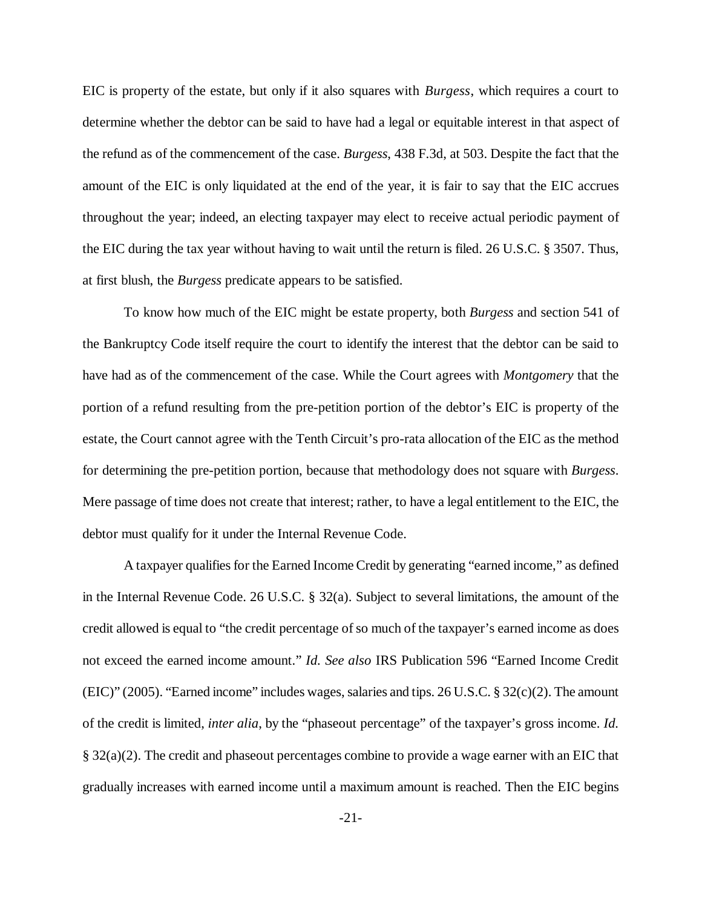EIC is property of the estate, but only if it also squares with *Burgess*, which requires a court to determine whether the debtor can be said to have had a legal or equitable interest in that aspect of the refund as of the commencement of the case. *Burgess*, 438 F.3d, at 503. Despite the fact that the amount of the EIC is only liquidated at the end of the year, it is fair to say that the EIC accrues throughout the year; indeed, an electing taxpayer may elect to receive actual periodic payment of the EIC during the tax year without having to wait until the return is filed. 26 U.S.C. § 3507. Thus, at first blush, the *Burgess* predicate appears to be satisfied.

To know how much of the EIC might be estate property, both *Burgess* and section 541 of the Bankruptcy Code itself require the court to identify the interest that the debtor can be said to have had as of the commencement of the case. While the Court agrees with *Montgomery* that the portion of a refund resulting from the pre-petition portion of the debtor's EIC is property of the estate, the Court cannot agree with the Tenth Circuit's pro-rata allocation of the EIC as the method for determining the pre-petition portion, because that methodology does not square with *Burgess*. Mere passage of time does not create that interest; rather, to have a legal entitlement to the EIC, the debtor must qualify for it under the Internal Revenue Code.

A taxpayer qualifies for the Earned Income Credit by generating "earned income," as defined in the Internal Revenue Code. 26 U.S.C. § 32(a). Subject to several limitations, the amount of the credit allowed is equal to "the credit percentage of so much of the taxpayer's earned income as does not exceed the earned income amount." *Id. See also* IRS Publication 596 "Earned Income Credit (EIC)" (2005). "Earned income" includes wages, salaries and tips. 26 U.S.C. § 32(c)(2). The amount of the credit is limited, *inter alia*, by the "phaseout percentage" of the taxpayer's gross income. *Id.* § 32(a)(2). The credit and phaseout percentages combine to provide a wage earner with an EIC that gradually increases with earned income until a maximum amount is reached. Then the EIC begins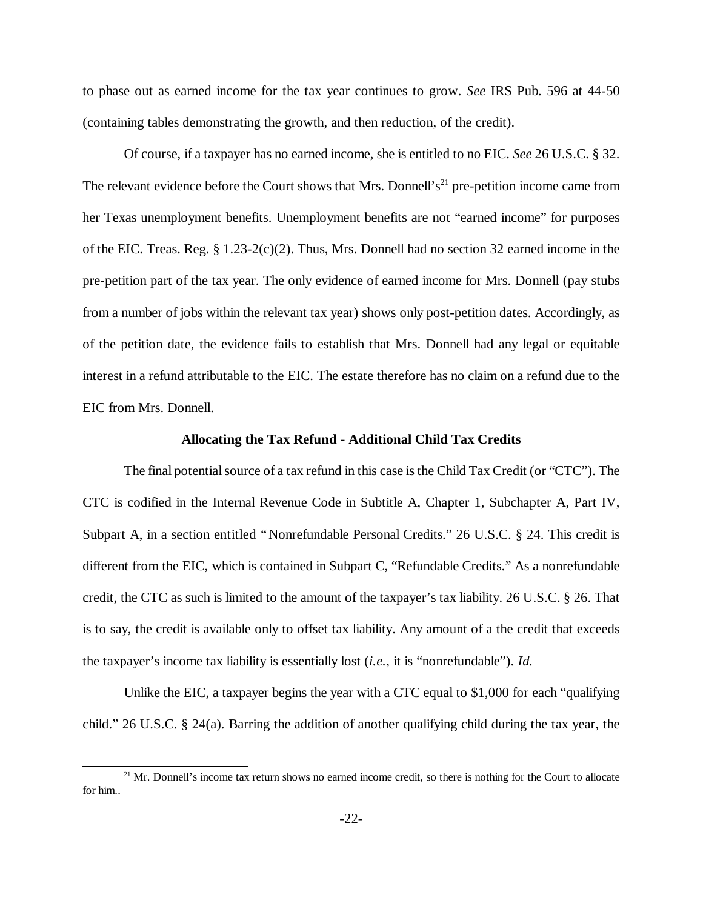to phase out as earned income for the tax year continues to grow. *See* IRS Pub. 596 at 44-50 (containing tables demonstrating the growth, and then reduction, of the credit).

Of course, if a taxpayer has no earned income, she is entitled to no EIC. *See* 26 U.S.C. § 32. The relevant evidence before the Court shows that Mrs. Donnell's[21] pre-petition income came from her Texas unemployment benefits. Unemployment benefits are not "earned income" for purposes of the EIC. Treas. Reg. § 1.23-2(c)(2). Thus, Mrs. Donnell had no section 32 earned income in the pre-petition part of the tax year. The only evidence of earned income for Mrs. Donnell (pay stubs from a number of jobs within the relevant tax year) shows only post-petition dates. Accordingly, as of the petition date, the evidence fails to establish that Mrs. Donnell had any legal or equitable interest in a refund attributable to the EIC. The estate therefore has no claim on a refund due to the EIC from Mrs. Donnell.

**Allocating the Tax Refund - Additional Child Tax Credits**

The final potential source of a tax refund in this case is the Child Tax Credit (or "CTC"). The CTC is codified in the Internal Revenue Code in Subtitle A, Chapter 1, Subchapter A, Part IV, Subpart A, in a section entitled "Nonrefundable Personal Credits." 26 U.S.C. § 24. This credit is different from the EIC, which is contained in Subpart C, "Refundable Credits." As a nonrefundable credit, the CTC as such is limited to the amount of the taxpayer's tax liability. 26 U.S.C. § 26. That is to say, the credit is available only to offset tax liability. Any amount of a the credit that exceeds the taxpayer's income tax liability is essentially lost (*i.e.*, it is "nonrefundable"). *Id.*

Unlike the EIC, a taxpayer begins the year with a CTC equal to $1,000 for each "qualifying child." 26 U.S.C. § 24(a). Barring the addition of another qualifying child during the tax year, the

[21] Mr. Donnell's income tax return shows no earned income credit, so there is nothing for the Court to allocate for him..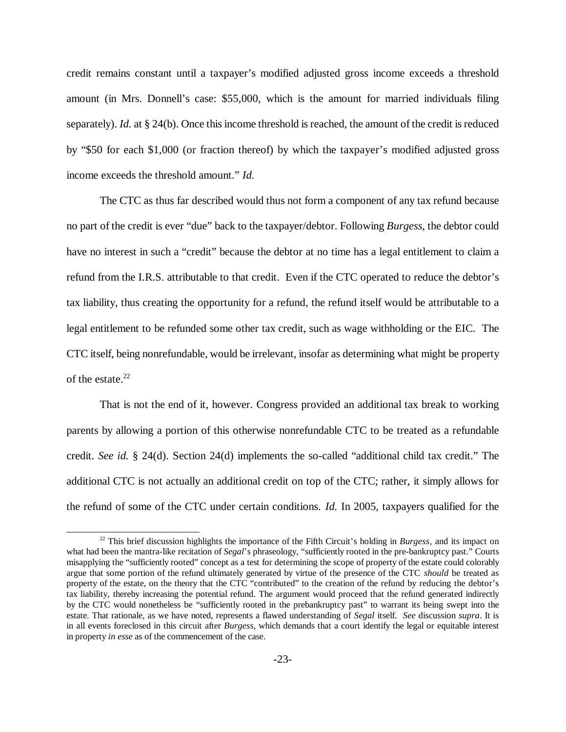credit remains constant until a taxpayer's modified adjusted gross income exceeds a threshold amount (in Mrs. Donnell's case: $55,000, which is the amount for married individuals filing separately). *Id.* at § 24(b). Once this income threshold is reached, the amount of the credit is reduced by "$50 for each $1,000 (or fraction thereof) by which the taxpayer's modified adjusted gross income exceeds the threshold amount." *Id.*

The CTC as thus far described would thus not form a component of any tax refund because no part of the credit is ever "due" back to the taxpayer/debtor. Following *Burgess*, the debtor could have no interest in such a "credit" because the debtor at no time has a legal entitlement to claim a refund from the I.R.S. attributable to that credit. Even if the CTC operated to reduce the debtor's tax liability, thus creating the opportunity for a refund, the refund itself would be attributable to a legal entitlement to be refunded some other tax credit, such as wage withholding or the EIC. The CTC itself, being nonrefundable, would be irrelevant, insofar as determining what might be property of the estate.[22]

That is not the end of it, however. Congress provided an additional tax break to working parents by allowing a portion of this otherwise nonrefundable CTC to be treated as a refundable credit. *See id.* § 24(d). Section 24(d) implements the so-called "additional child tax credit." The additional CTC is not actually an additional credit on top of the CTC; rather, it simply allows for the refund of some of the CTC under certain conditions. *Id.* In 2005, taxpayers qualified for the

---

[22] This brief discussion highlights the importance of the Fifth Circuit's holding in *Burgess*, and its impact on what had been the mantra-like recitation of *Segal*'s phraseology, "sufficiently rooted in the pre-bankruptcy past." Courts misapplying the "sufficiently rooted" concept as a test for determining the scope of property of the estate could colorably argue that some portion of the refund ultimately generated by virtue of the presence of the CTC *should* be treated as property of the estate, on the theory that the CTC "contributed" to the creation of the refund by reducing the debtor's tax liability, thereby increasing the potential refund. The argument would proceed that the refund generated indirectly by the CTC would nonetheless be "sufficiently rooted in the prebankruptcy past" to warrant its being swept into the estate. That rationale, as we have noted, represents a flawed understanding of *Segal* itself. *See* discussion *supra*. It is in all events foreclosed in this circuit after *Burgess*, which demands that a court identify the legal or equitable interest in property *in esse* as of the commencement of the case.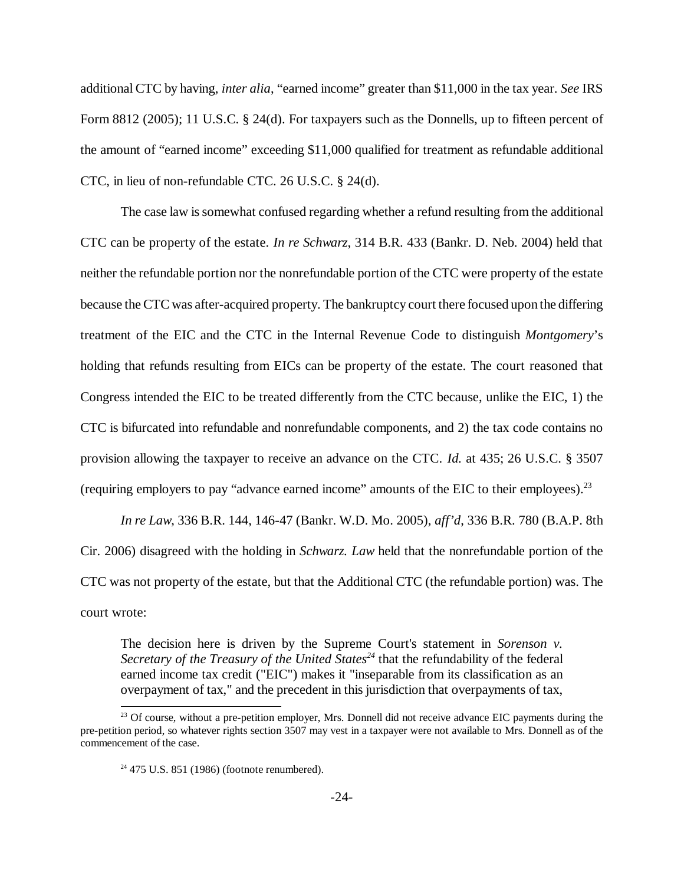additional CTC by having, *inter alia*, "earned income" greater than $11,000 in the tax year. *See* IRS Form 8812 (2005); 11 U.S.C. § 24(d). For taxpayers such as the Donnells, up to fifteen percent of the amount of "earned income" exceeding $11,000 qualified for treatment as refundable additional CTC, in lieu of non-refundable CTC. 26 U.S.C. § 24(d).

The case law is somewhat confused regarding whether a refund resulting from the additional CTC can be property of the estate. *In re Schwarz*, 314 B.R. 433 (Bankr. D. Neb. 2004) held that neither the refundable portion nor the nonrefundable portion of the CTC were property of the estate because the CTC was after-acquired property. The bankruptcy court there focused upon the differing treatment of the EIC and the CTC in the Internal Revenue Code to distinguish *Montgomery*'s holding that refunds resulting from EICs can be property of the estate. The court reasoned that Congress intended the EIC to be treated differently from the CTC because, unlike the EIC, 1) the CTC is bifurcated into refundable and nonrefundable components, and 2) the tax code contains no provision allowing the taxpayer to receive an advance on the CTC. *Id.* at 435; 26 U.S.C. § 3507 (requiring employers to pay "advance earned income" amounts of the EIC to their employees).[23]

*In re Law*, 336 B.R. 144, 146-47 (Bankr. W.D. Mo. 2005), *aff'd*, 336 B.R. 780 (B.A.P. 8th Cir. 2006) disagreed with the holding in *Schwarz. Law* held that the nonrefundable portion of the CTC was not property of the estate, but that the Additional CTC (the refundable portion) was. The court wrote:

> The decision here is driven by the Supreme Court's statement in *Sorenson v. Secretary of the Treasury of the United States*[24] that the refundability of the federal earned income tax credit ("EIC") makes it "inseparable from its classification as an overpayment of tax," and the precedent in this jurisdiction that overpayments of tax,

[23] Of course, without a pre-petition employer, Mrs. Donnell did not receive advance EIC payments during the pre-petition period, so whatever rights section 3507 may vest in a taxpayer were not available to Mrs. Donnell as of the commencement of the case.

[24] 475 U.S. 851 (1986) (footnote renumbered).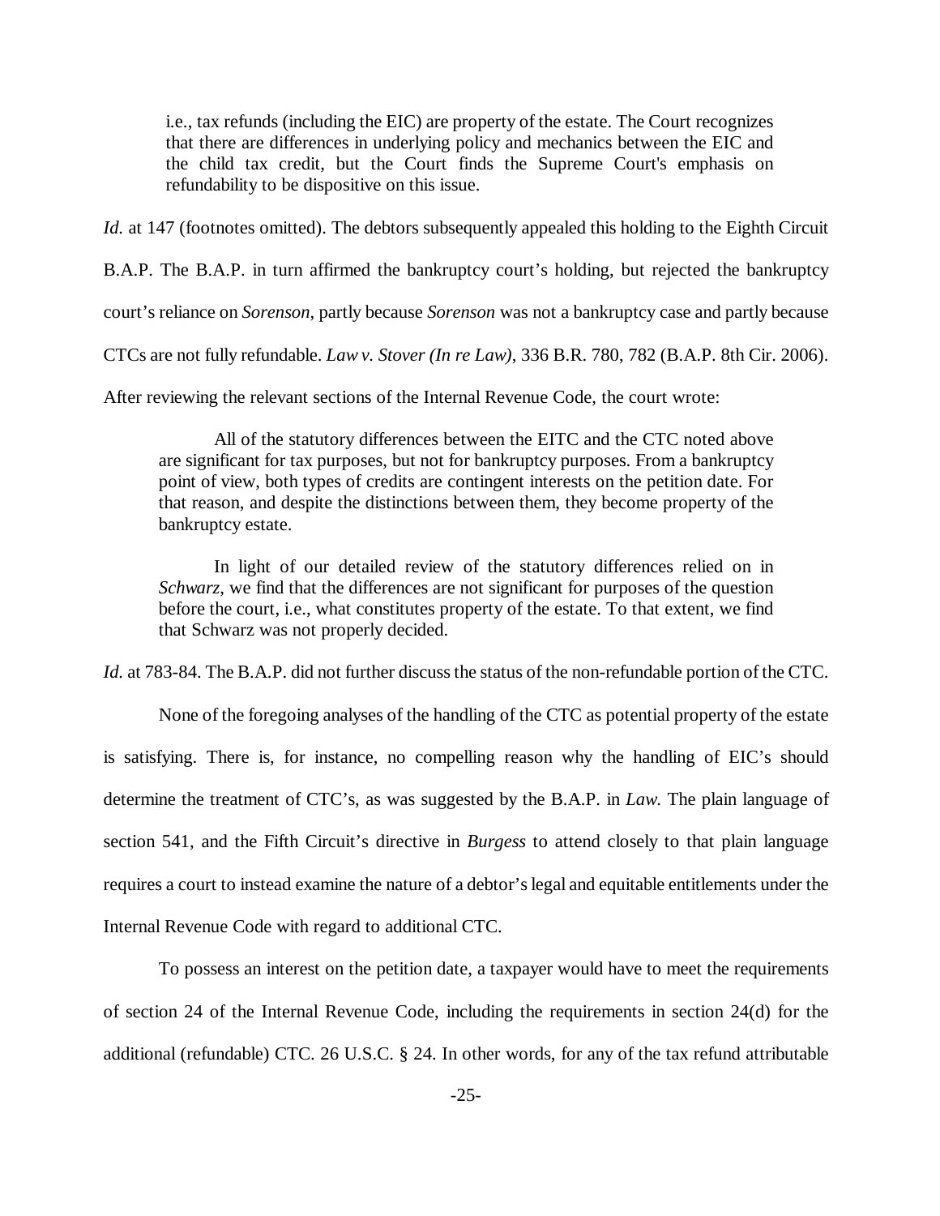> i.e., tax refunds (including the EIC) are property of the estate. The Court recognizes that there are differences in underlying policy and mechanics between the EIC and the child tax credit, but the Court finds the Supreme Court's emphasis on refundability to be dispositive on this issue.

*Id.* at 147 (footnotes omitted). The debtors subsequently appealed this holding to the Eighth Circuit B.A.P. The B.A.P. in turn affirmed the bankruptcy court's holding, but rejected the bankruptcy court's reliance on *Sorenson*, partly because *Sorenson* was not a bankruptcy case and partly because CTCs are not fully refundable. *Law v. Stover (In re Law)*, 336 B.R. 780, 782 (B.A.P. 8th Cir. 2006). After reviewing the relevant sections of the Internal Revenue Code, the court wrote:

> All of the statutory differences between the EITC and the CTC noted above are significant for tax purposes, but not for bankruptcy purposes. From a bankruptcy point of view, both types of credits are contingent interests on the petition date. For that reason, and despite the distinctions between them, they become property of the bankruptcy estate.
>
> In light of our detailed review of the statutory differences relied on in *Schwarz*, we find that the differences are not significant for purposes of the question before the court, i.e., what constitutes property of the estate. To that extent, we find that Schwarz was not properly decided.

*Id.* at 783-84. The B.A.P. did not further discuss the status of the non-refundable portion of the CTC.

None of the foregoing analyses of the handling of the CTC as potential property of the estate is satisfying. There is, for instance, no compelling reason why the handling of EIC's should determine the treatment of CTC's, as was suggested by the B.A.P. in *Law.* The plain language of section 541, and the Fifth Circuit's directive in *Burgess* to attend closely to that plain language requires a court to instead examine the nature of a debtor's legal and equitable entitlements under the Internal Revenue Code with regard to additional CTC.

To possess an interest on the petition date, a taxpayer would have to meet the requirements of section 24 of the Internal Revenue Code, including the requirements in section 24(d) for the additional (refundable) CTC. 26 U.S.C. § 24. In other words, for any of the tax refund attributable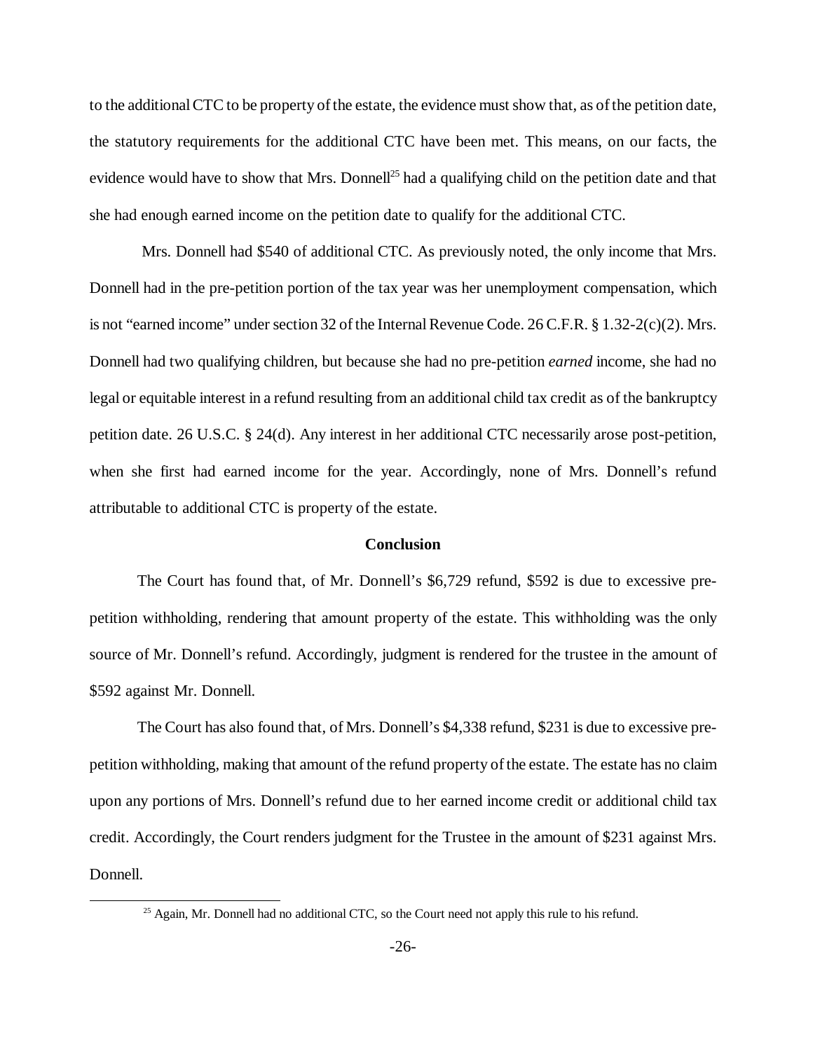to the additional CTC to be property of the estate, the evidence must show that, as of the petition date, the statutory requirements for the additional CTC have been met. This means, on our facts, the evidence would have to show that Mrs. Donnell[25] had a qualifying child on the petition date and that she had enough earned income on the petition date to qualify for the additional CTC.

Mrs. Donnell had $540 of additional CTC. As previously noted, the only income that Mrs. Donnell had in the pre-petition portion of the tax year was her unemployment compensation, which is not "earned income" under section 32 of the Internal Revenue Code. 26 C.F.R. § 1.32-2(c)(2). Mrs. Donnell had two qualifying children, but because she had no pre-petition *earned* income, she had no legal or equitable interest in a refund resulting from an additional child tax credit as of the bankruptcy petition date. 26 U.S.C. § 24(d). Any interest in her additional CTC necessarily arose post-petition, when she first had earned income for the year. Accordingly, none of Mrs. Donnell's refund attributable to additional CTC is property of the estate.

**Conclusion**

The Court has found that, of Mr. Donnell's $6,729 refund, $592 is due to excessive pre-petition withholding, rendering that amount property of the estate. This withholding was the only source of Mr. Donnell's refund. Accordingly, judgment is rendered for the trustee in the amount of $592 against Mr. Donnell.

The Court has also found that, of Mrs. Donnell's $4,338 refund, $231 is due to excessive pre-petition withholding, making that amount of the refund property of the estate. The estate has no claim upon any portions of Mrs. Donnell's refund due to her earned income credit or additional child tax credit. Accordingly, the Court renders judgment for the Trustee in the amount of $231 against Mrs. Donnell.

[25] Again, Mr. Donnell had no additional CTC, so the Court need not apply this rule to his refund.